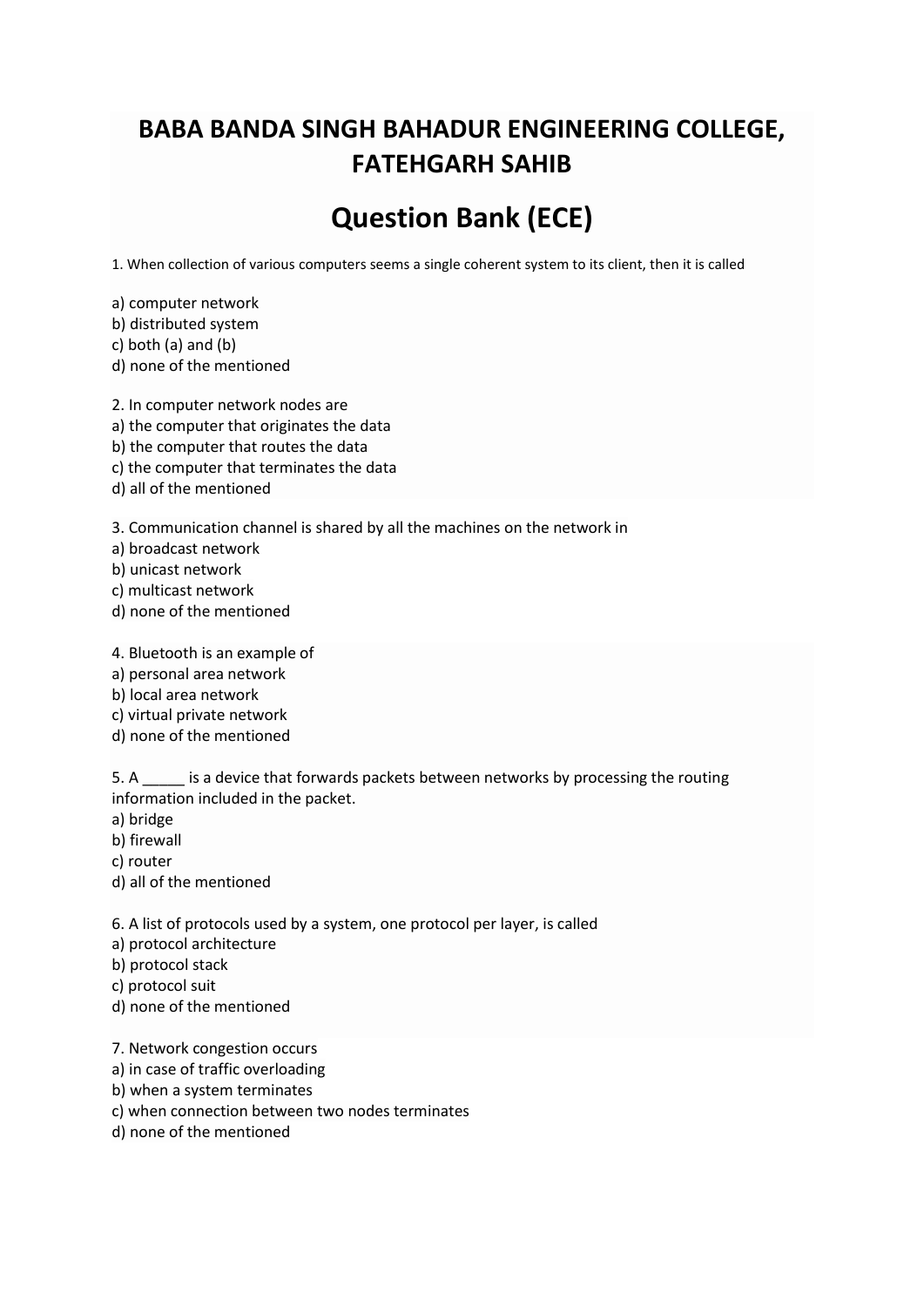# BABA BANDA SINGH BAHADUR ENGINEERING COLLEGE, FATEHGARH SAHIB

## Question Bank (ECE)

1. When collection of various computers seems a single coherent system to its client, then it is called

a) computer network
b) distributed system
c) both (a) and (b)
d) none of the mentioned

2. In computer network nodes are
a) the computer that originates the data
b) the computer that routes the data
c) the computer that terminates the data
d) all of the mentioned

3. Communication channel is shared by all the machines on the network in
a) broadcast network
b) unicast network
c) multicast network
d) none of the mentioned

4. Bluetooth is an example of
a) personal area network
b) local area network
c) virtual private network
d) none of the mentioned

5. A _____ is a device that forwards packets between networks by processing the routing information included in the packet.
a) bridge
b) firewall
c) router
d) all of the mentioned

6. A list of protocols used by a system, one protocol per layer, is called
a) protocol architecture
b) protocol stack
c) protocol suit
d) none of the mentioned

7. Network congestion occurs
a) in case of traffic overloading
b) when a system terminates
c) when connection between two nodes terminates
d) none of the mentioned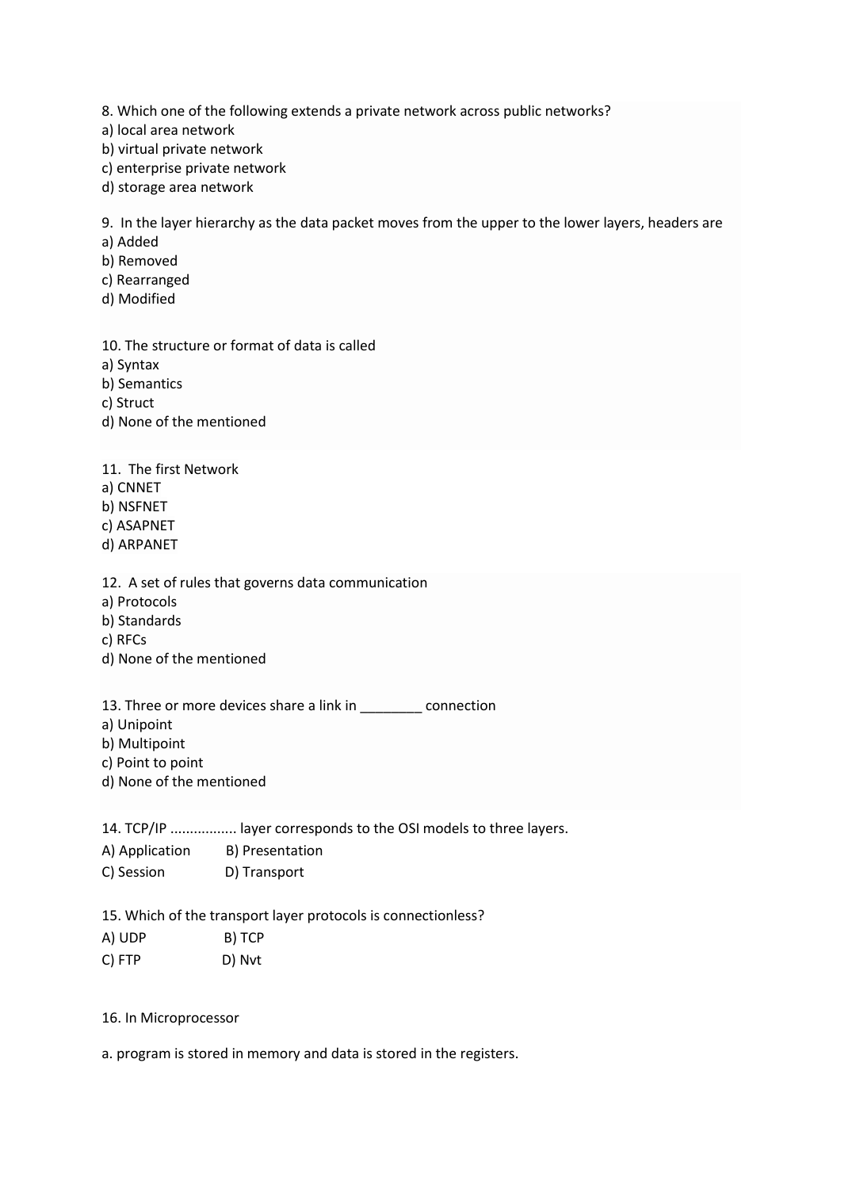8. Which one of the following extends a private network across public networks?

a) local area network
b) virtual private network
c) enterprise private network
d) storage area network

9. In the layer hierarchy as the data packet moves from the upper to the lower layers, headers are

a) Added
b) Removed
c) Rearranged
d) Modified

10. The structure or format of data is called

a) Syntax
b) Semantics
c) Struct
d) None of the mentioned

11. The first Network

a) CNNET
b) NSFNET
c) ASAPNET
d) ARPANET

12. A set of rules that governs data communication

a) Protocols
b) Standards
c) RFCs
d) None of the mentioned

13. Three or more devices share a link in ________ connection

a) Unipoint
b) Multipoint
c) Point to point
d) None of the mentioned

14. TCP/IP ................ layer corresponds to the OSI models to three layers.

A) Application B) Presentation
C) Session D) Transport

15. Which of the transport layer protocols is connectionless?

A) UDP B) TCP
C) FTP D) Nvt

16. In Microprocessor

a. program is stored in memory and data is stored in the registers.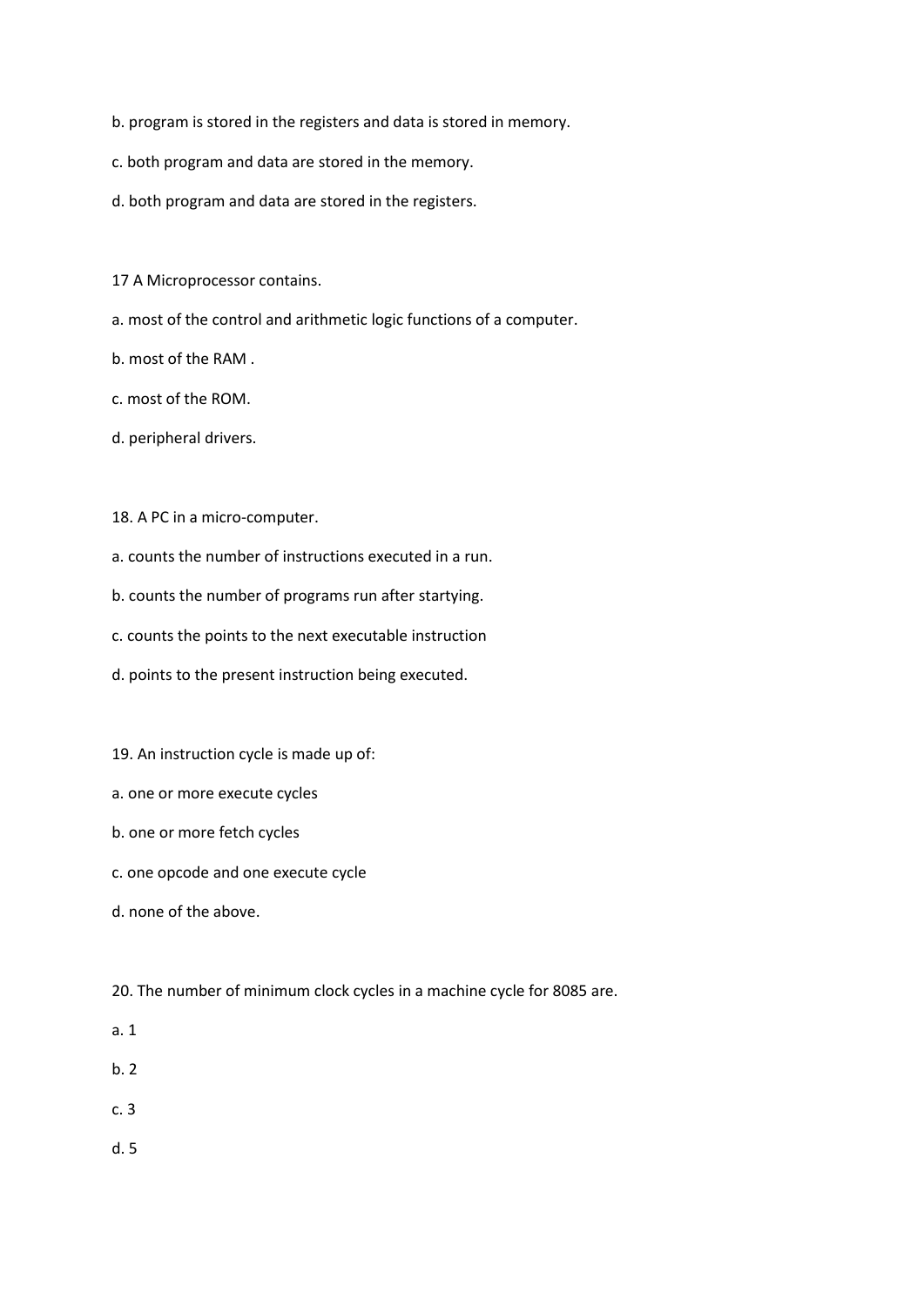b. program is stored in the registers and data is stored in memory.

c. both program and data are stored in the memory.

d. both program and data are stored in the registers.

17 A Microprocessor contains.

a. most of the control and arithmetic logic functions of a computer.

b. most of the RAM .

c. most of the ROM.

d. peripheral drivers.

18. A PC in a micro-computer.

a. counts the number of instructions executed in a run.

b. counts the number of programs run after startying.

c. counts the points to the next executable instruction

d. points to the present instruction being executed.

19. An instruction cycle is made up of:

a. one or more execute cycles

b. one or more fetch cycles

c. one opcode and one execute cycle

d. none of the above.

20. The number of minimum clock cycles in a machine cycle for 8085 are.

a. 1

b. 2

c. 3

d. 5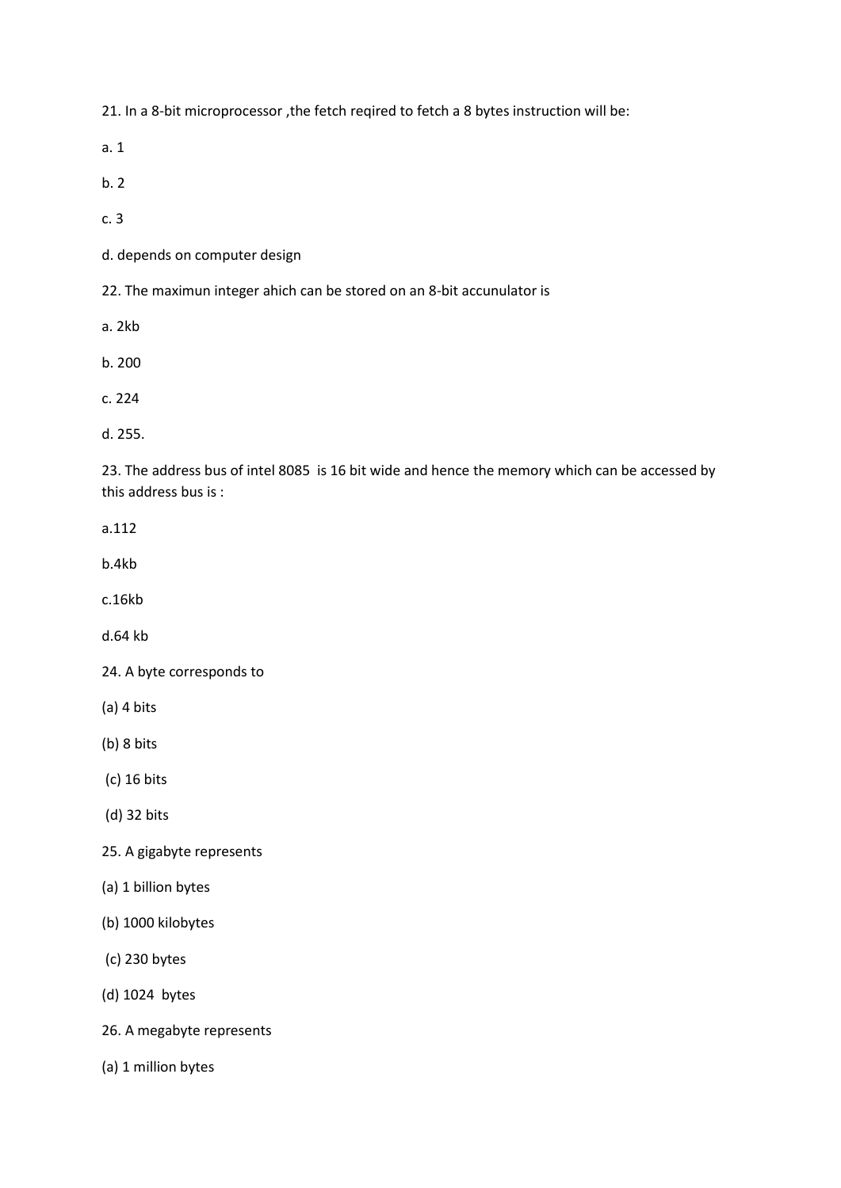21. In a 8-bit microprocessor ,the fetch reqired to fetch a 8 bytes instruction will be:

a. 1

b. 2

c. 3

d. depends on computer design

22. The maximun integer ahich can be stored on an 8-bit accunulator is

a. 2kb

b. 200

c. 224

d. 255.

23. The address bus of intel 8085 is 16 bit wide and hence the memory which can be accessed by this address bus is :

a.112

b.4kb

c.16kb

d.64 kb

24. A byte corresponds to

(a) 4 bits

(b) 8 bits

(c) 16 bits

(d) 32 bits

25. A gigabyte represents

(a) 1 billion bytes

(b) 1000 kilobytes

(c) 230 bytes

(d) 1024 bytes

26. A megabyte represents

(a) 1 million bytes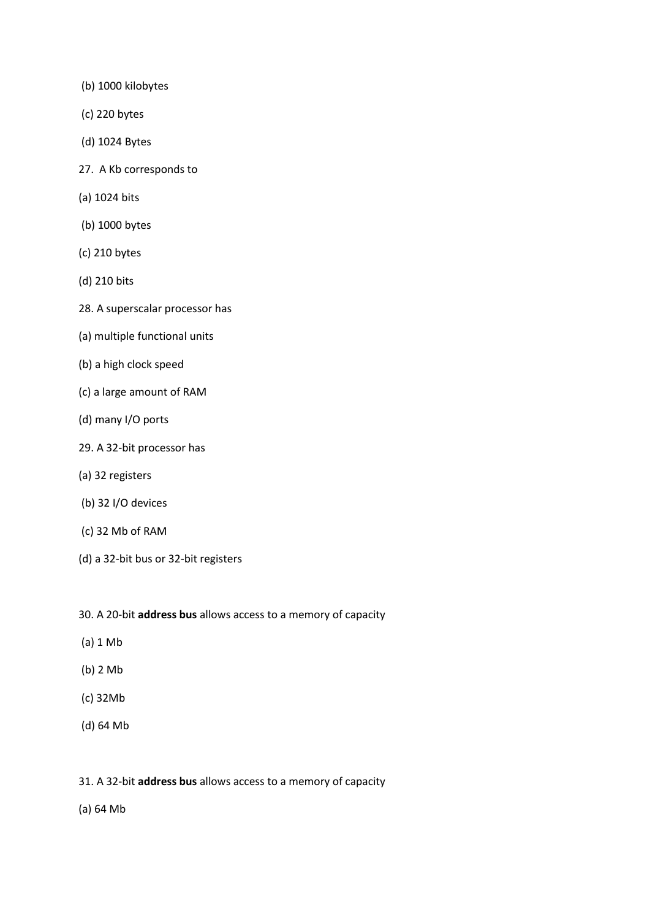(b) 1000 kilobytes

(c) 220 bytes

(d) 1024 Bytes

27. A Kb corresponds to

(a) 1024 bits

(b) 1000 bytes

(c) 210 bytes

(d) 210 bits

28. A superscalar processor has

(a) multiple functional units

(b) a high clock speed

(c) a large amount of RAM

(d) many I/O ports

29. A 32-bit processor has

(a) 32 registers

(b) 32 I/O devices

(c) 32 Mb of RAM

(d) a 32-bit bus or 32-bit registers

30. A 20-bit **address bus** allows access to a memory of capacity

(a) 1 Mb

(b) 2 Mb

(c) 32Mb

(d) 64 Mb

31. A 32-bit **address bus** allows access to a memory of capacity

(a) 64 Mb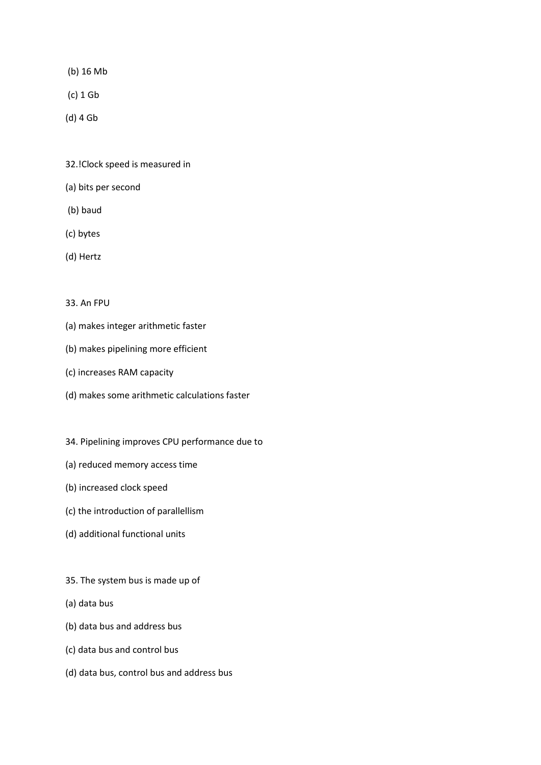(b) 16 Mb

(c) 1 Gb

(d) 4 Gb

32.!Clock speed is measured in

(a) bits per second

(b) baud

(c) bytes

(d) Hertz

33. An FPU

(a) makes integer arithmetic faster

(b) makes pipelining more efficient

(c) increases RAM capacity

(d) makes some arithmetic calculations faster

34. Pipelining improves CPU performance due to

(a) reduced memory access time

(b) increased clock speed

(c) the introduction of parallellism

(d) additional functional units

35. The system bus is made up of

(a) data bus

(b) data bus and address bus

(c) data bus and control bus

(d) data bus, control bus and address bus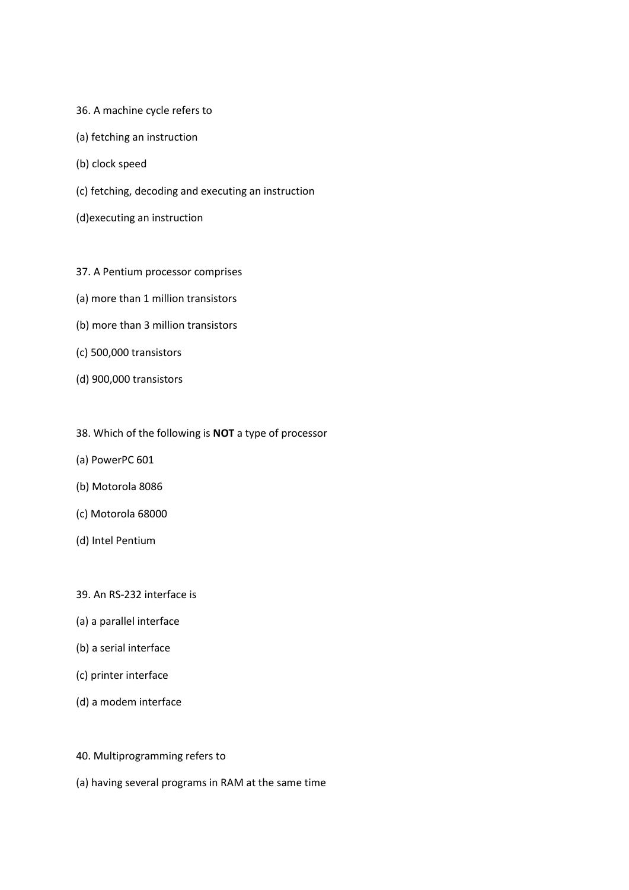36. A machine cycle refers to

(a) fetching an instruction

(b) clock speed

(c) fetching, decoding and executing an instruction

(d)executing an instruction

37. A Pentium processor comprises

(a) more than 1 million transistors

(b) more than 3 million transistors

(c) 500,000 transistors

(d) 900,000 transistors

38. Which of the following is **NOT** a type of processor

(a) PowerPC 601

(b) Motorola 8086

(c) Motorola 68000

(d) Intel Pentium

39. An RS-232 interface is

(a) a parallel interface

(b) a serial interface

(c) printer interface

(d) a modem interface

40. Multiprogramming refers to

(a) having several programs in RAM at the same time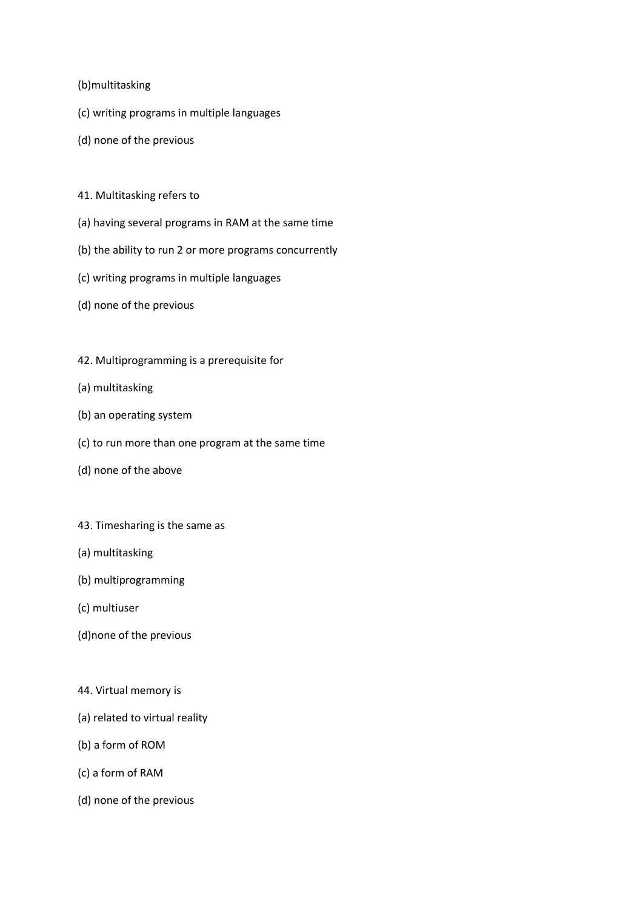(b)multitasking

(c) writing programs in multiple languages

(d) none of the previous

41. Multitasking refers to

(a) having several programs in RAM at the same time

(b) the ability to run 2 or more programs concurrently

(c) writing programs in multiple languages

(d) none of the previous

42. Multiprogramming is a prerequisite for

(a) multitasking

(b) an operating system

(c) to run more than one program at the same time

(d) none of the above

43. Timesharing is the same as

(a) multitasking

(b) multiprogramming

(c) multiuser

(d)none of the previous

44. Virtual memory is

(a) related to virtual reality

(b) a form of ROM

(c) a form of RAM

(d) none of the previous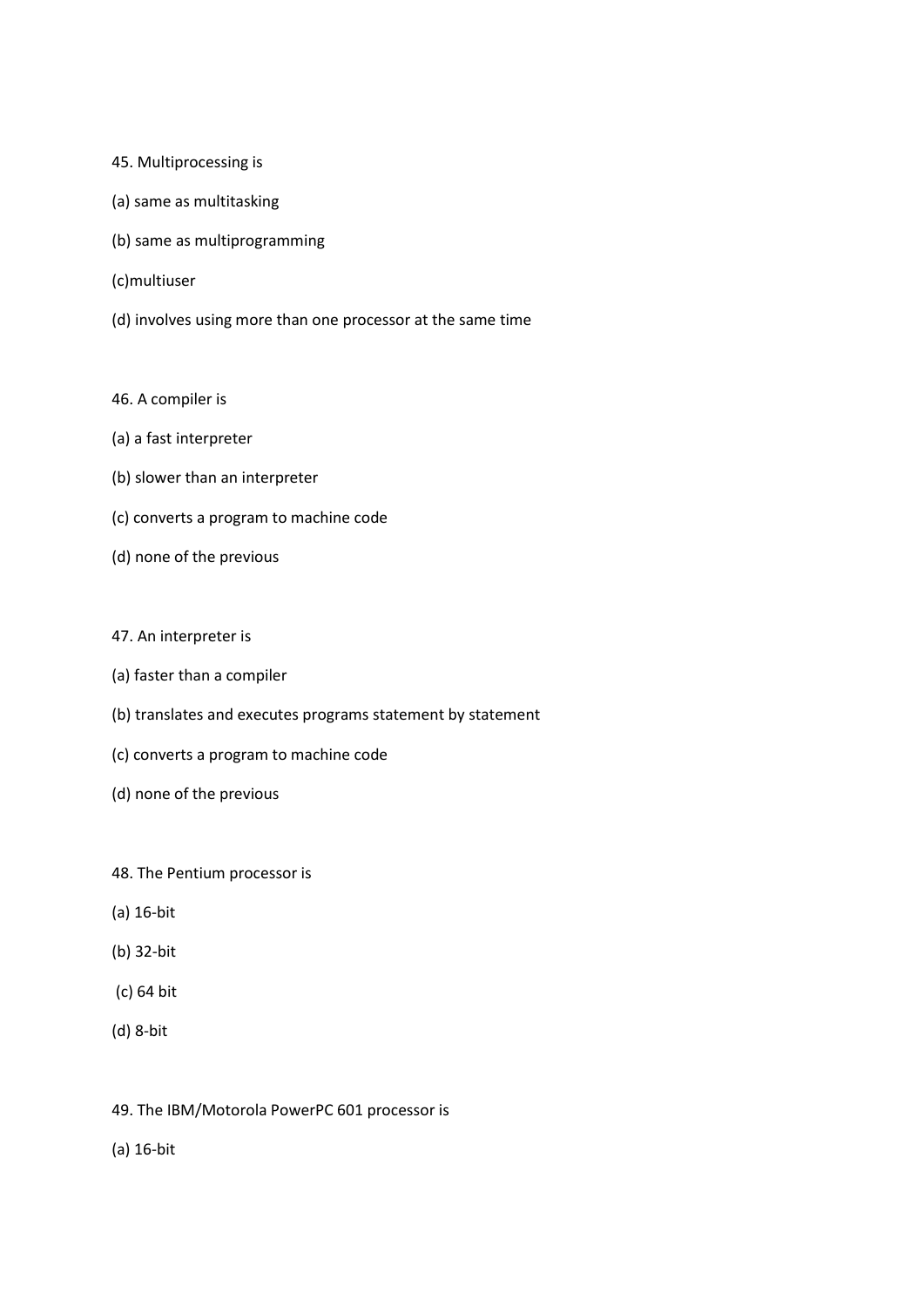45. Multiprocessing is

(a) same as multitasking

(b) same as multiprogramming

(c)multiuser

(d) involves using more than one processor at the same time

46. A compiler is

(a) a fast interpreter

(b) slower than an interpreter

(c) converts a program to machine code

(d) none of the previous

47. An interpreter is

(a) faster than a compiler

(b) translates and executes programs statement by statement

(c) converts a program to machine code

(d) none of the previous

48. The Pentium processor is

(a) 16-bit

(b) 32-bit

(c) 64 bit

(d) 8-bit

49. The IBM/Motorola PowerPC 601 processor is

(a) 16-bit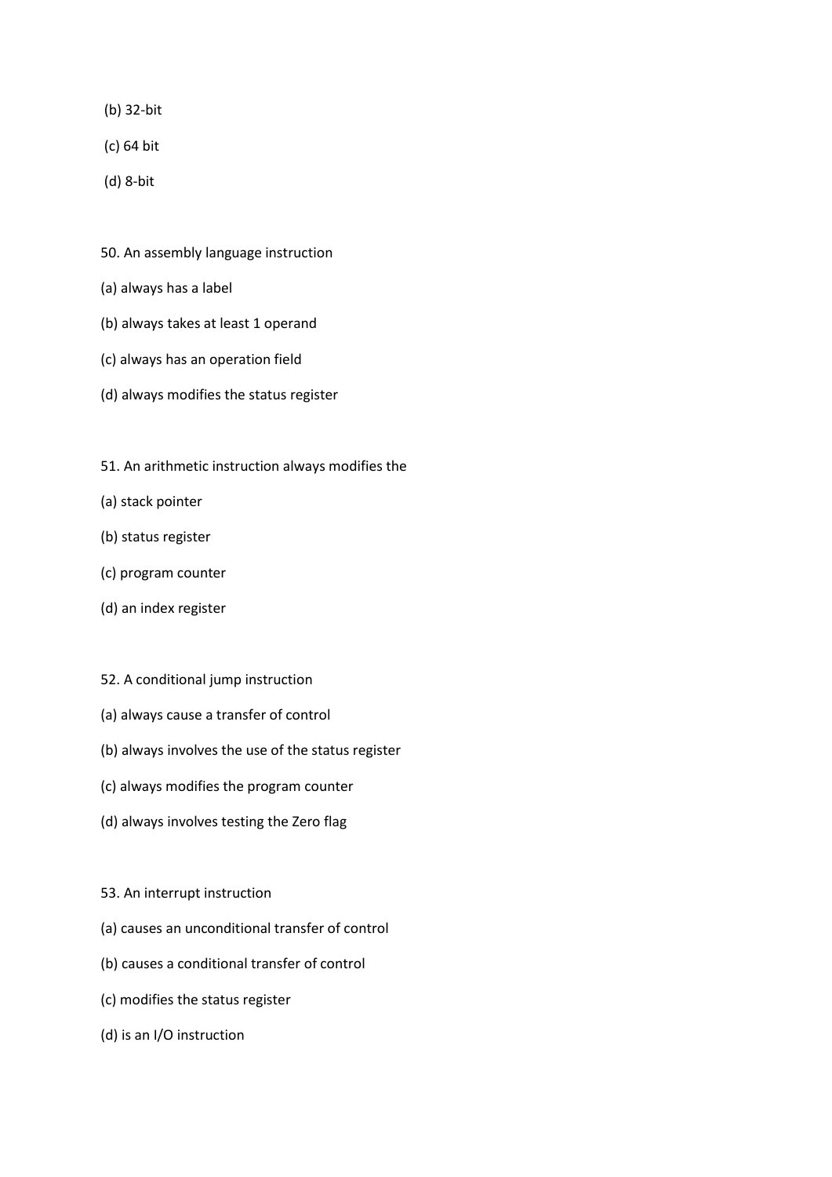(b) 32-bit

(c) 64 bit

(d) 8-bit

50. An assembly language instruction

(a) always has a label

(b) always takes at least 1 operand

(c) always has an operation field

(d) always modifies the status register

51. An arithmetic instruction always modifies the

(a) stack pointer

(b) status register

(c) program counter

(d) an index register

52. A conditional jump instruction

(a) always cause a transfer of control

(b) always involves the use of the status register

(c) always modifies the program counter

(d) always involves testing the Zero flag

53. An interrupt instruction

(a) causes an unconditional transfer of control

(b) causes a conditional transfer of control

(c) modifies the status register

(d) is an I/O instruction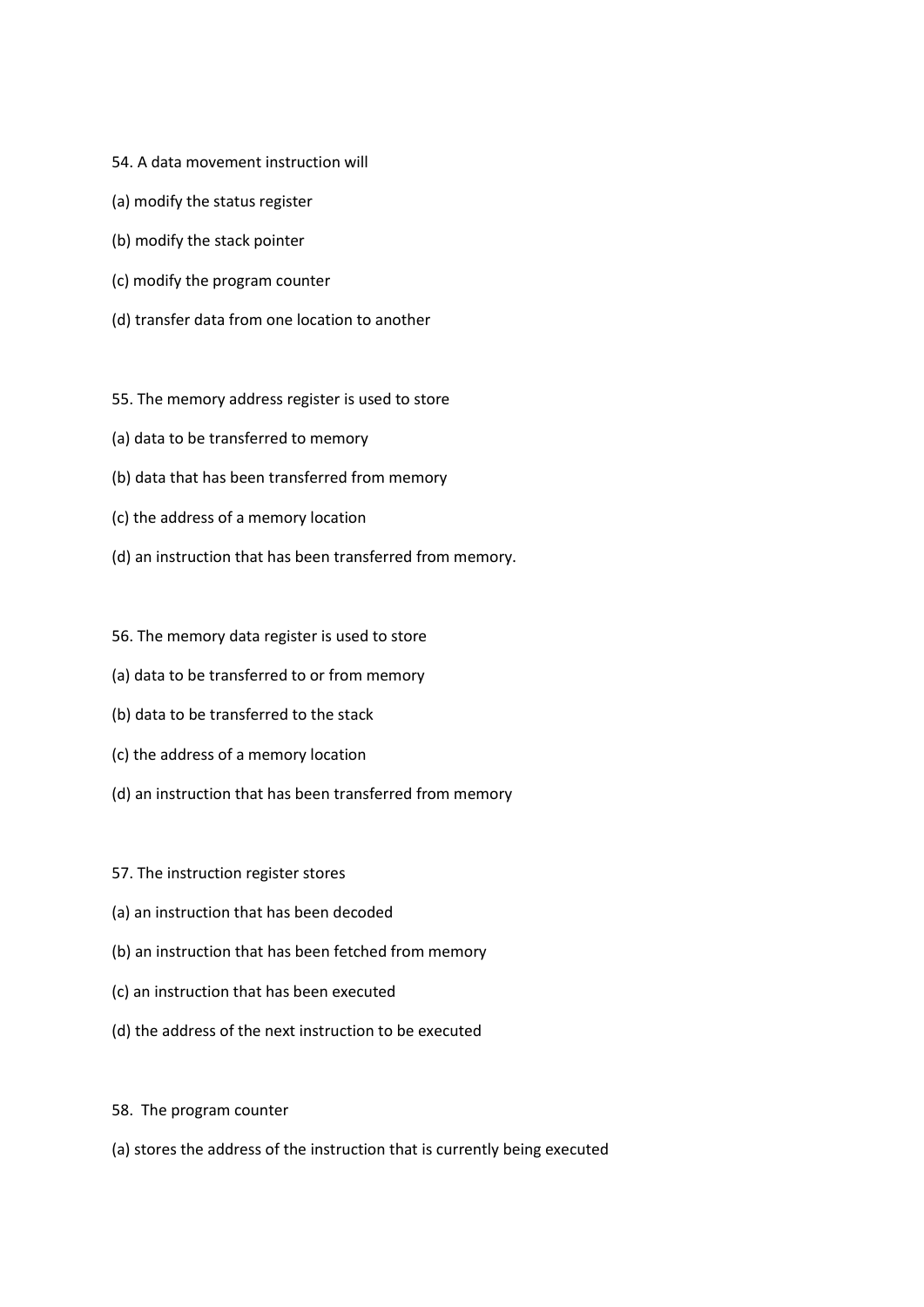54. A data movement instruction will

(a) modify the status register

(b) modify the stack pointer

(c) modify the program counter

(d) transfer data from one location to another

55. The memory address register is used to store

(a) data to be transferred to memory

(b) data that has been transferred from memory

(c) the address of a memory location

(d) an instruction that has been transferred from memory.

56. The memory data register is used to store

(a) data to be transferred to or from memory

(b) data to be transferred to the stack

(c) the address of a memory location

(d) an instruction that has been transferred from memory

57. The instruction register stores

(a) an instruction that has been decoded

(b) an instruction that has been fetched from memory

(c) an instruction that has been executed

(d) the address of the next instruction to be executed

58. The program counter

(a) stores the address of the instruction that is currently being executed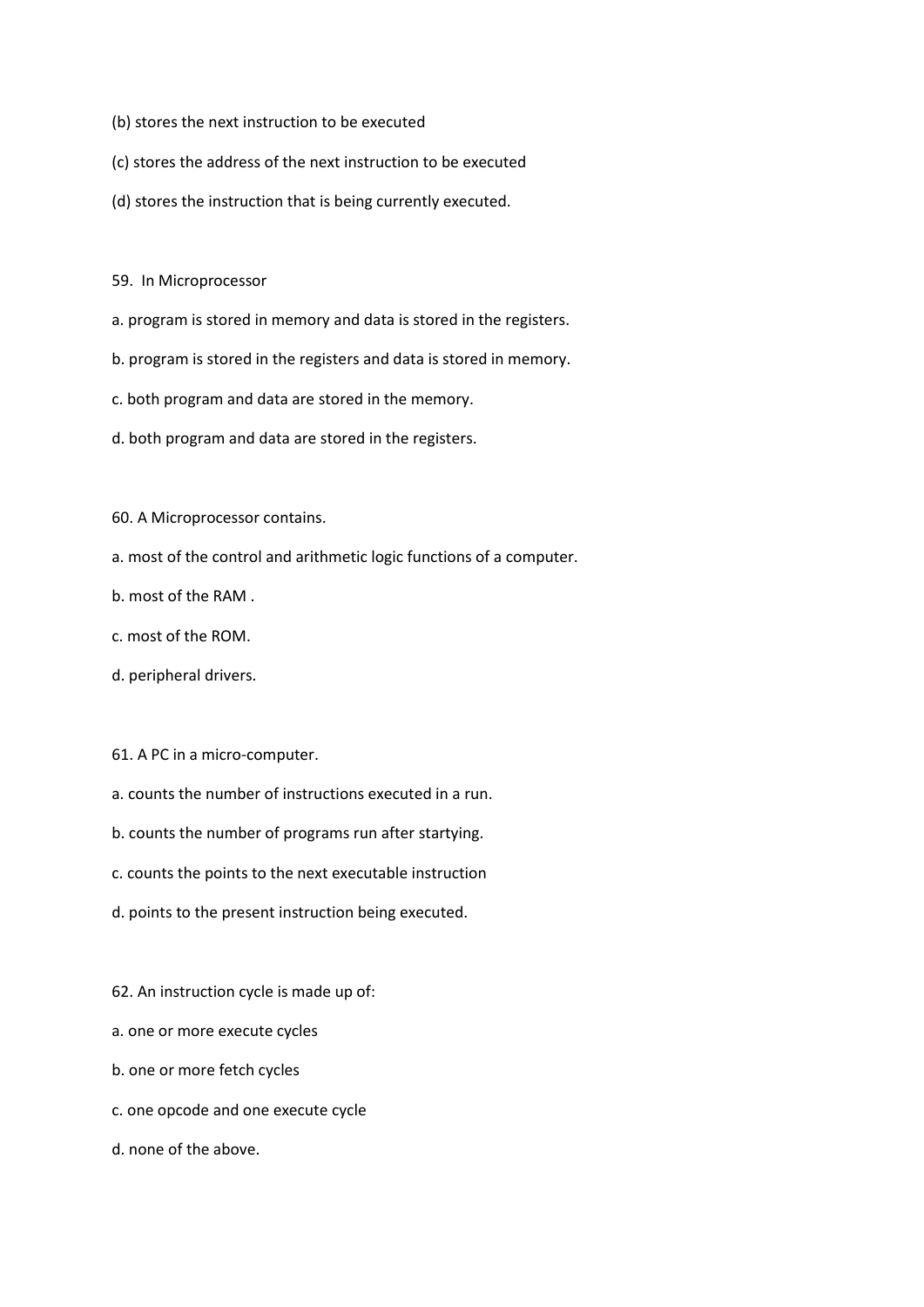(b) stores the next instruction to be executed

(c) stores the address of the next instruction to be executed

(d) stores the instruction that is being currently executed.

59. In Microprocessor

a. program is stored in memory and data is stored in the registers.

b. program is stored in the registers and data is stored in memory.

c. both program and data are stored in the memory.

d. both program and data are stored in the registers.

60. A Microprocessor contains.

a. most of the control and arithmetic logic functions of a computer.

b. most of the RAM .

c. most of the ROM.

d. peripheral drivers.

61. A PC in a micro-computer.

a. counts the number of instructions executed in a run.

b. counts the number of programs run after startying.

c. counts the points to the next executable instruction

d. points to the present instruction being executed.

62. An instruction cycle is made up of:

a. one or more execute cycles

b. one or more fetch cycles

c. one opcode and one execute cycle

d. none of the above.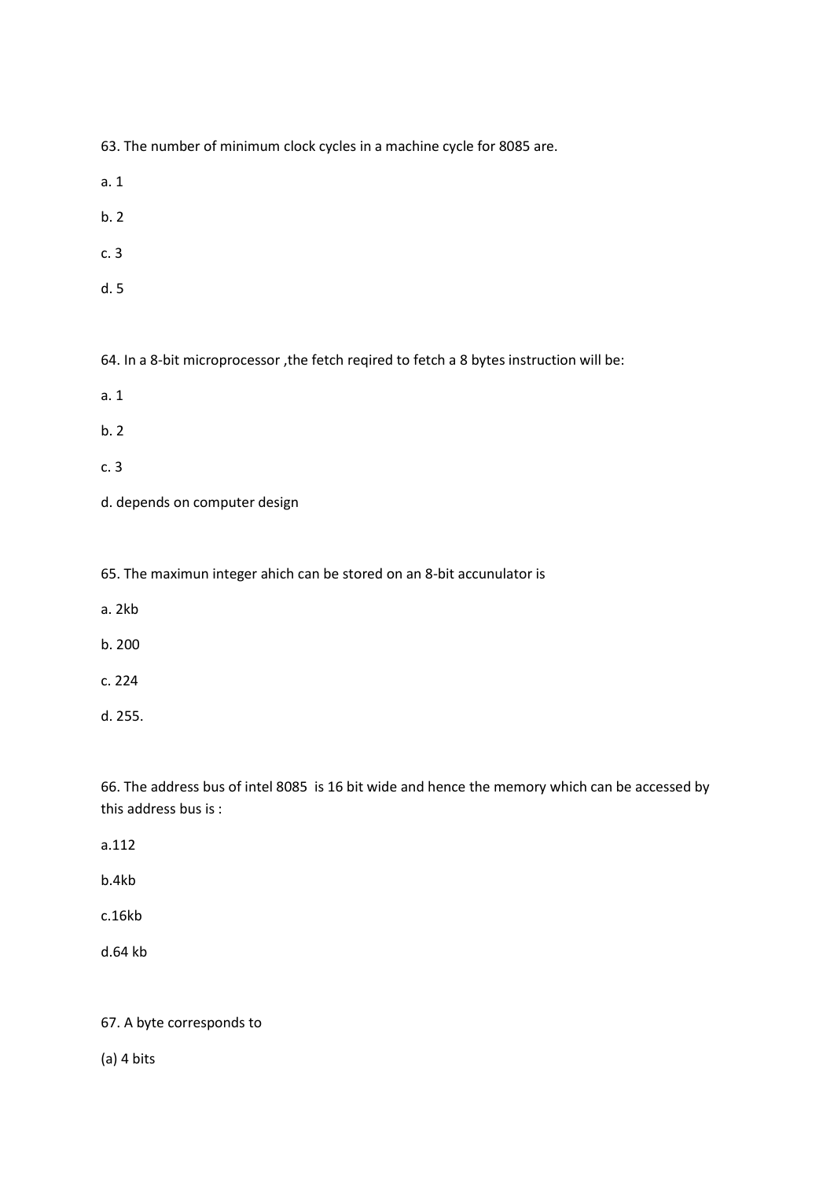63. The number of minimum clock cycles in a machine cycle for 8085 are.

a. 1

b. 2

c. 3

d. 5

64. In a 8-bit microprocessor ,the fetch reqired to fetch a 8 bytes instruction will be:

a. 1

b. 2

c. 3

d. depends on computer design

65. The maximun integer ahich can be stored on an 8-bit accunulator is

a. 2kb

b. 200

c. 224

d. 255.

66. The address bus of intel 8085 is 16 bit wide and hence the memory which can be accessed by this address bus is :

a.112

b.4kb

c.16kb

d.64 kb

67. A byte corresponds to

(a) 4 bits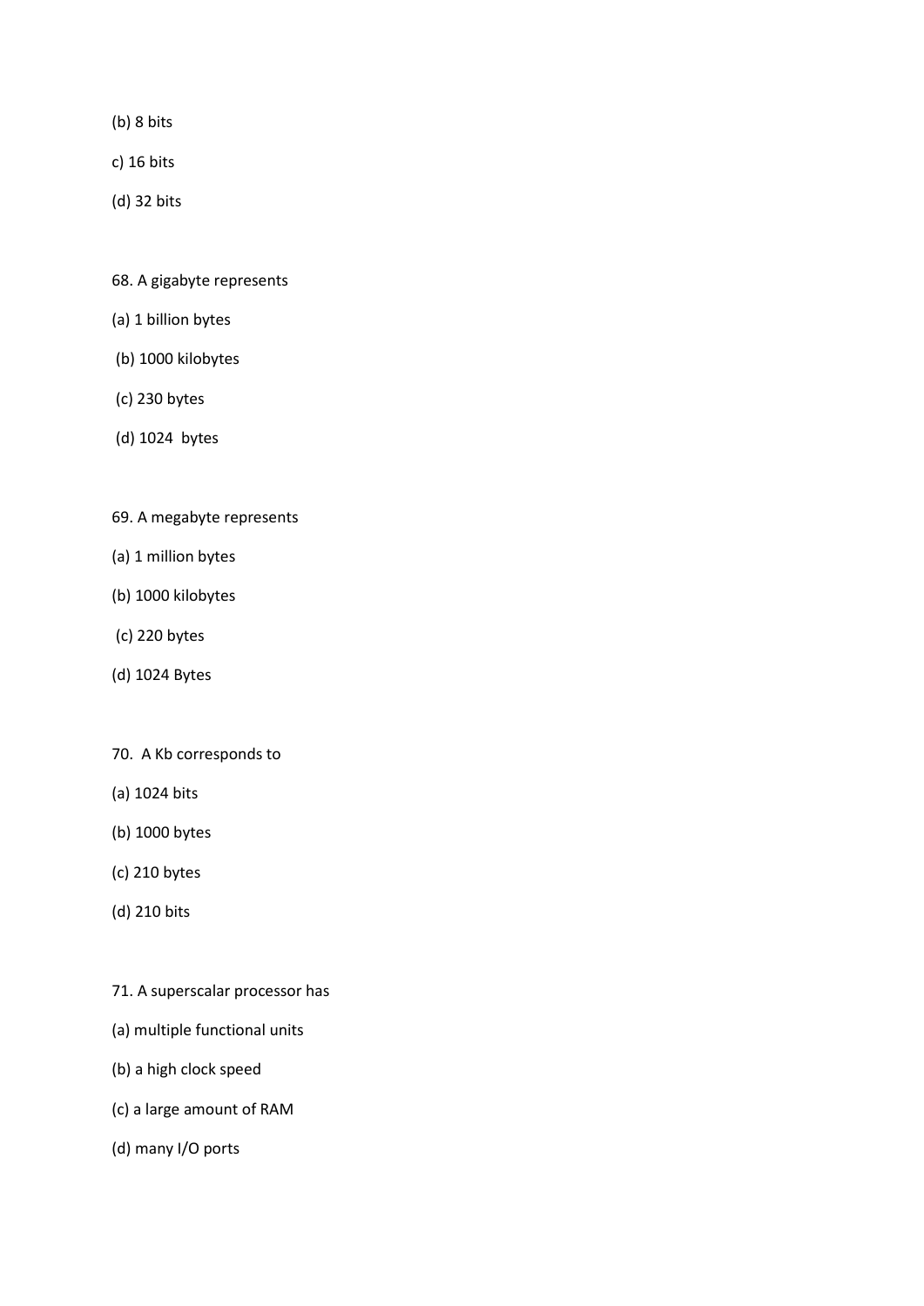(b) 8 bits

c) 16 bits

(d) 32 bits

68. A gigabyte represents

(a) 1 billion bytes

(b) 1000 kilobytes

(c) 230 bytes

(d) 1024 bytes

69. A megabyte represents

(a) 1 million bytes

(b) 1000 kilobytes

(c) 220 bytes

(d) 1024 Bytes

70. A Kb corresponds to

(a) 1024 bits

(b) 1000 bytes

(c) 210 bytes

(d) 210 bits

71. A superscalar processor has

(a) multiple functional units

(b) a high clock speed

(c) a large amount of RAM

(d) many I/O ports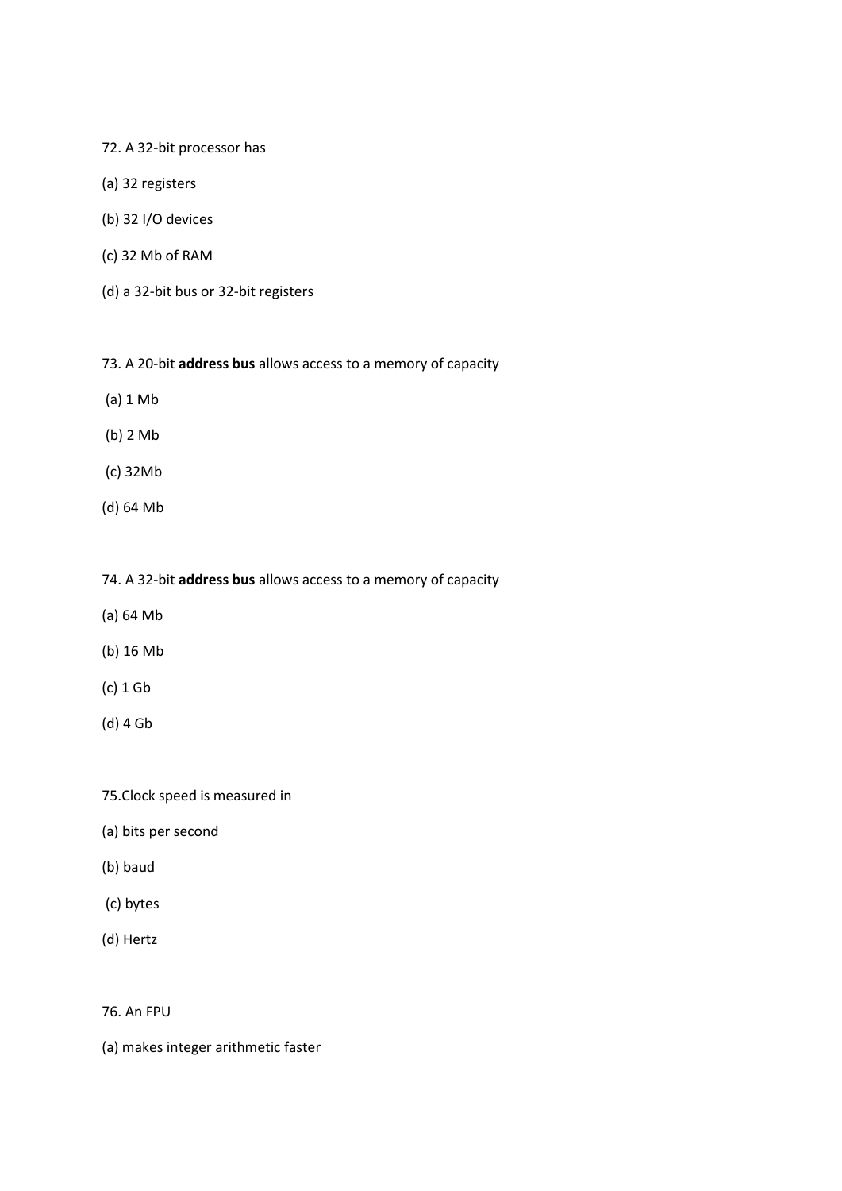72. A 32-bit processor has

(a) 32 registers

(b) 32 I/O devices

(c) 32 Mb of RAM

(d) a 32-bit bus or 32-bit registers

73. A 20-bit **address bus** allows access to a memory of capacity

(a) 1 Mb

(b) 2 Mb

(c) 32Mb

(d) 64 Mb

74. A 32-bit **address bus** allows access to a memory of capacity

(a) 64 Mb

(b) 16 Mb

(c) 1 Gb

(d) 4 Gb

75.Clock speed is measured in

(a) bits per second

(b) baud

(c) bytes

(d) Hertz

76. An FPU

(a) makes integer arithmetic faster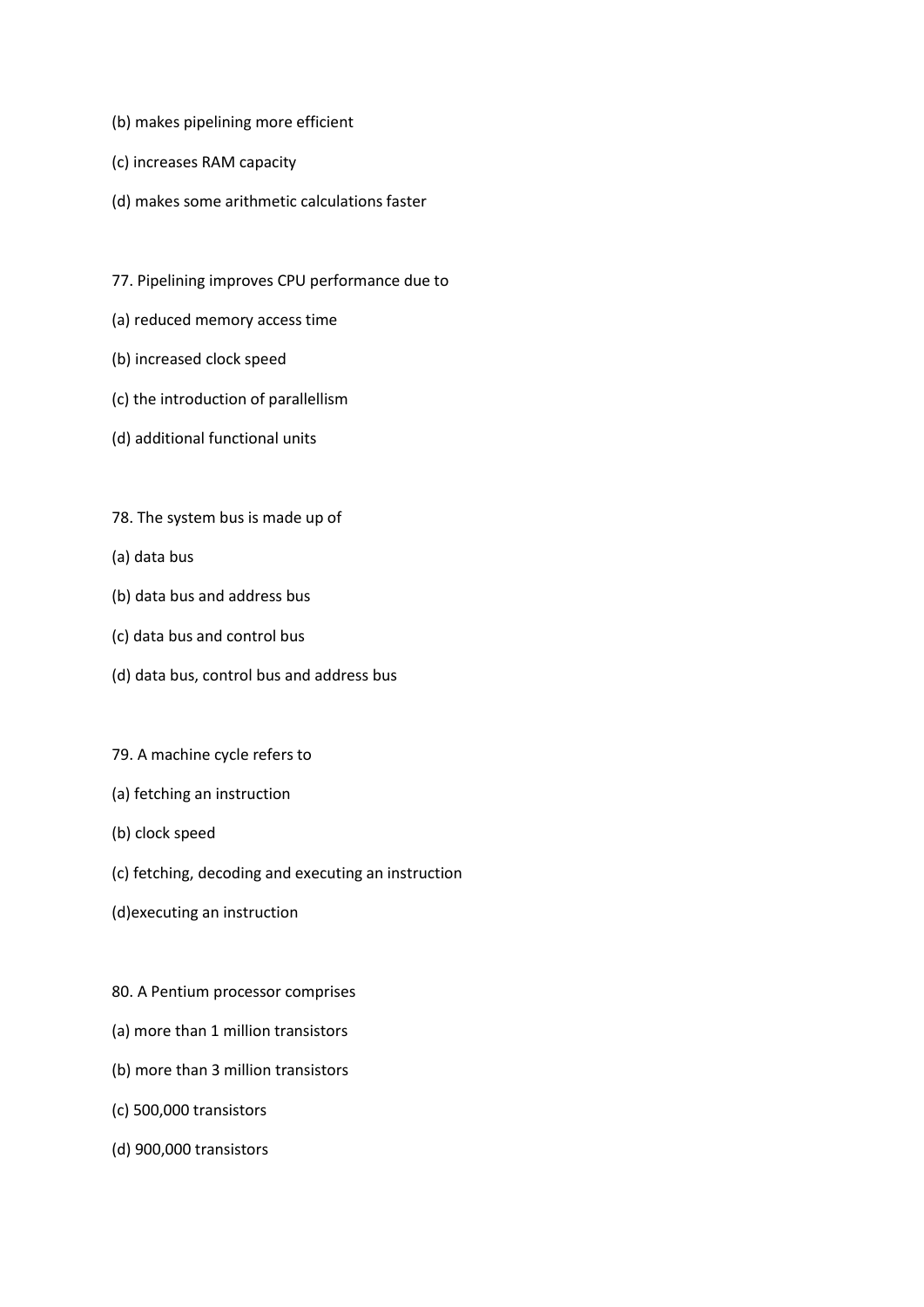(b) makes pipelining more efficient

(c) increases RAM capacity

(d) makes some arithmetic calculations faster

77. Pipelining improves CPU performance due to

(a) reduced memory access time

(b) increased clock speed

(c) the introduction of parallellism

(d) additional functional units

78. The system bus is made up of

(a) data bus

(b) data bus and address bus

(c) data bus and control bus

(d) data bus, control bus and address bus

79. A machine cycle refers to

(a) fetching an instruction

(b) clock speed

(c) fetching, decoding and executing an instruction

(d)executing an instruction

80. A Pentium processor comprises

(a) more than 1 million transistors

(b) more than 3 million transistors

(c) 500,000 transistors

(d) 900,000 transistors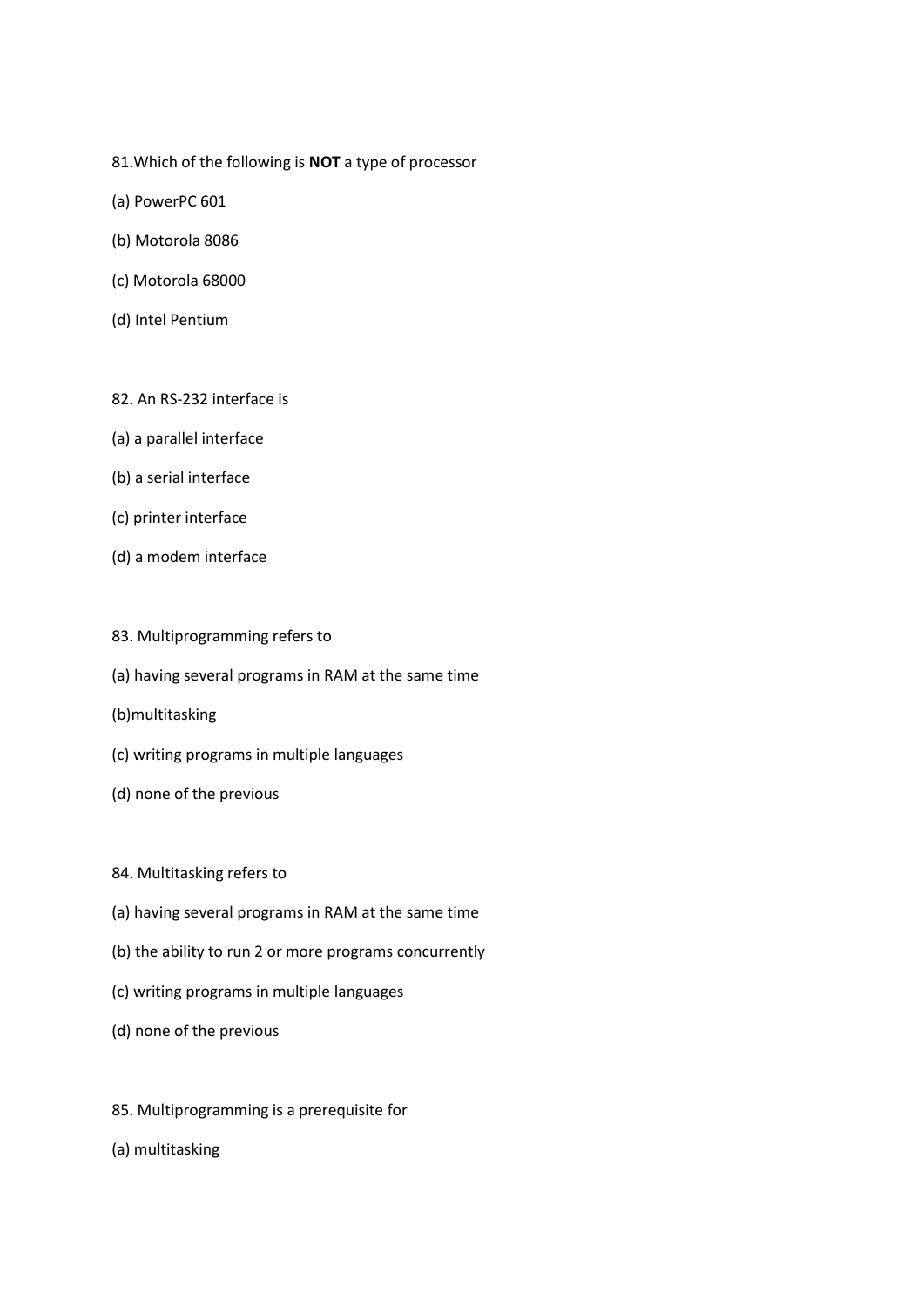81.Which of the following is **NOT** a type of processor

(a) PowerPC 601

(b) Motorola 8086

(c) Motorola 68000

(d) Intel Pentium

82. An RS-232 interface is

(a) a parallel interface

(b) a serial interface

(c) printer interface

(d) a modem interface

83. Multiprogramming refers to

(a) having several programs in RAM at the same time

(b)multitasking

(c) writing programs in multiple languages

(d) none of the previous

84. Multitasking refers to

(a) having several programs in RAM at the same time

(b) the ability to run 2 or more programs concurrently

(c) writing programs in multiple languages

(d) none of the previous

85. Multiprogramming is a prerequisite for

(a) multitasking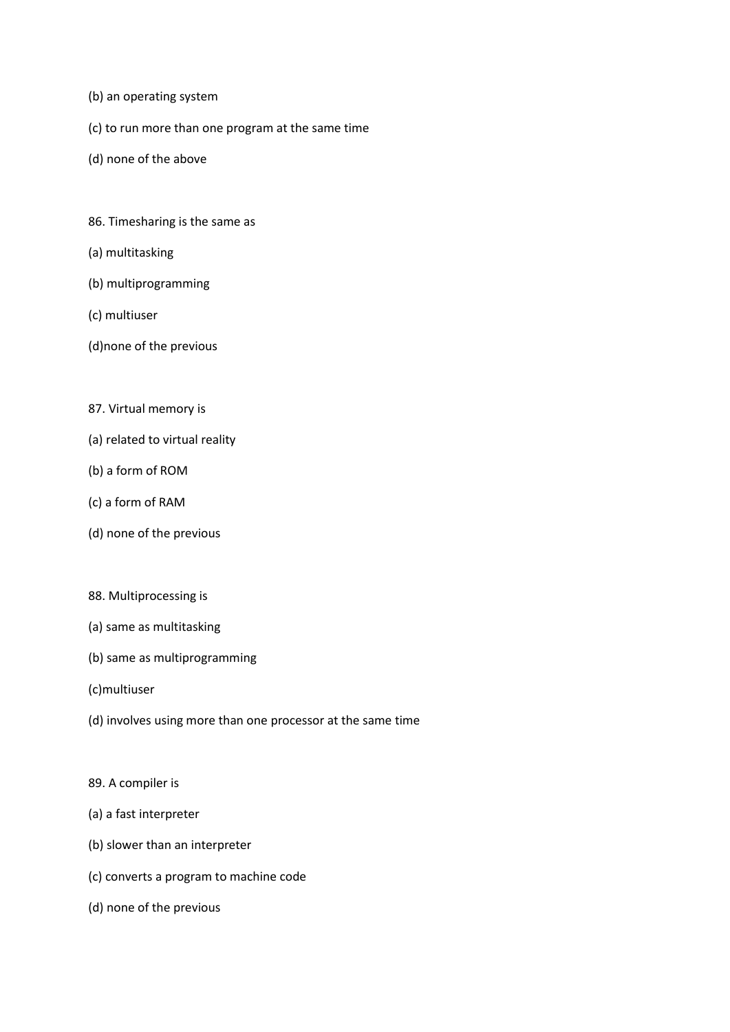(b) an operating system

(c) to run more than one program at the same time

(d) none of the above

86. Timesharing is the same as

(a) multitasking

(b) multiprogramming

(c) multiuser

(d)none of the previous

87. Virtual memory is

(a) related to virtual reality

(b) a form of ROM

(c) a form of RAM

(d) none of the previous

88. Multiprocessing is

(a) same as multitasking

(b) same as multiprogramming

(c)multiuser

(d) involves using more than one processor at the same time

89. A compiler is

(a) a fast interpreter

(b) slower than an interpreter

(c) converts a program to machine code

(d) none of the previous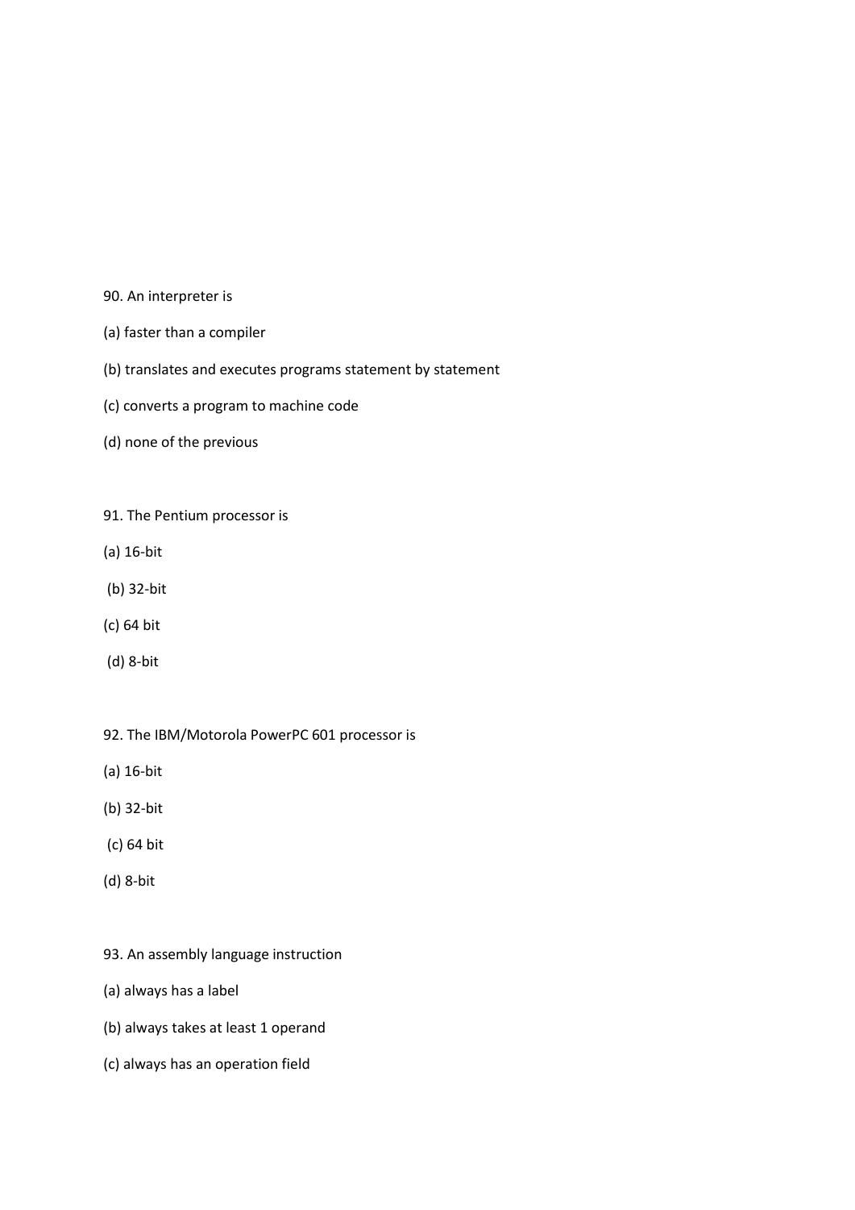90. An interpreter is

(a) faster than a compiler

(b) translates and executes programs statement by statement

(c) converts a program to machine code

(d) none of the previous

91. The Pentium processor is

(a) 16-bit

(b) 32-bit

(c) 64 bit

(d) 8-bit

92. The IBM/Motorola PowerPC 601 processor is

(a) 16-bit

(b) 32-bit

(c) 64 bit

(d) 8-bit

93. An assembly language instruction

(a) always has a label

(b) always takes at least 1 operand

(c) always has an operation field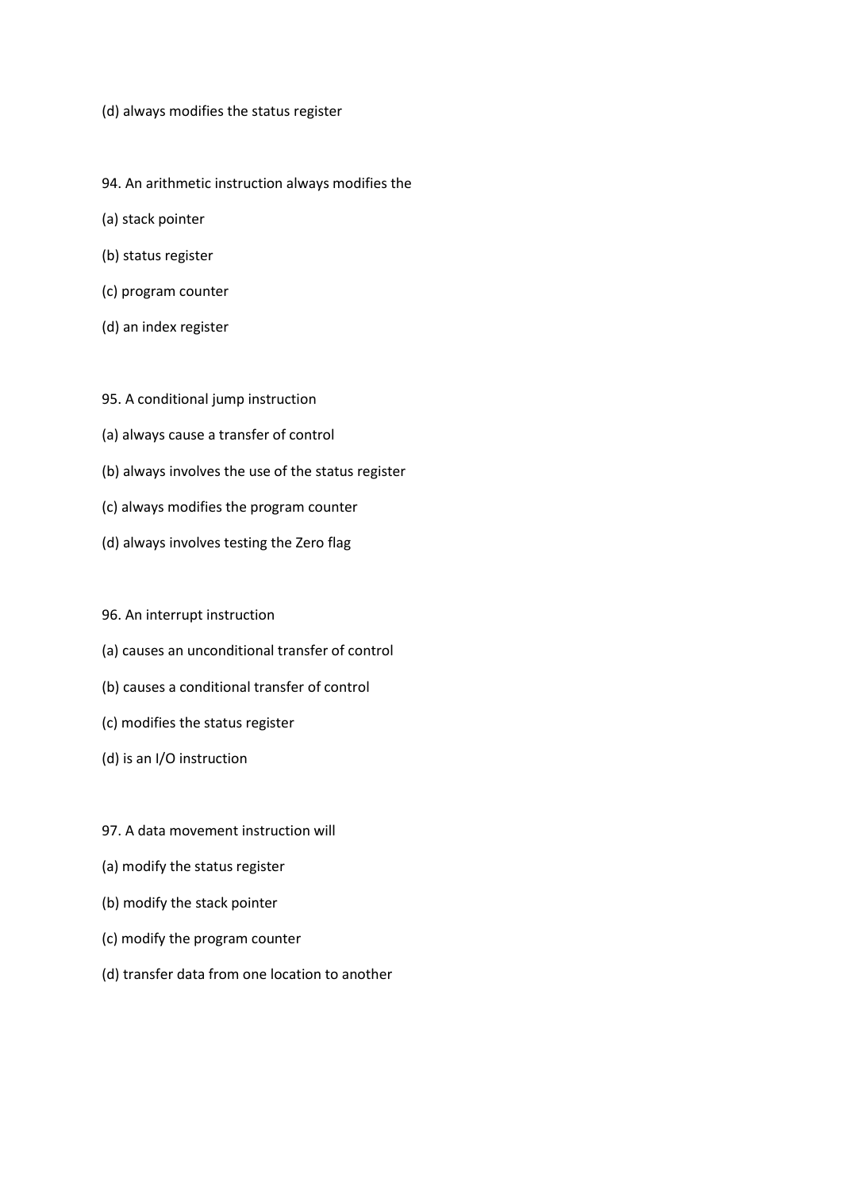(d) always modifies the status register

94. An arithmetic instruction always modifies the

(a) stack pointer

(b) status register

(c) program counter

(d) an index register

95. A conditional jump instruction

(a) always cause a transfer of control

(b) always involves the use of the status register

(c) always modifies the program counter

(d) always involves testing the Zero flag

96. An interrupt instruction

(a) causes an unconditional transfer of control

(b) causes a conditional transfer of control

(c) modifies the status register

(d) is an I/O instruction

97. A data movement instruction will

(a) modify the status register

(b) modify the stack pointer

(c) modify the program counter

(d) transfer data from one location to another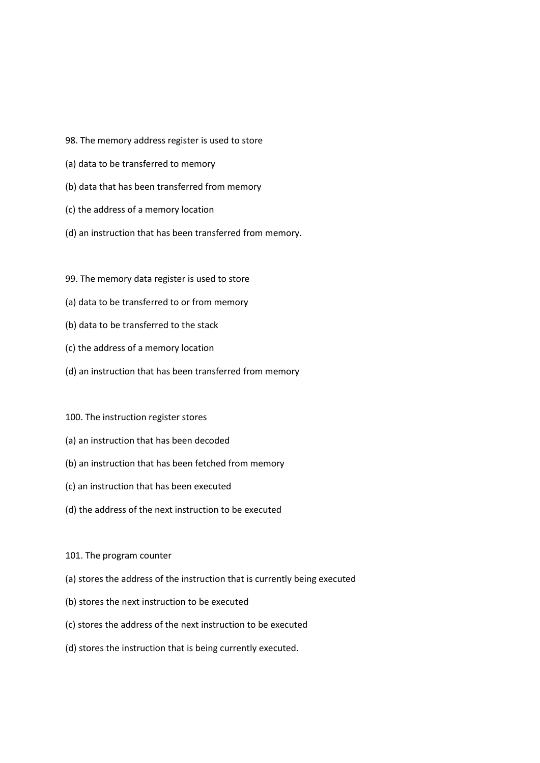98. The memory address register is used to store

(a) data to be transferred to memory

(b) data that has been transferred from memory

(c) the address of a memory location

(d) an instruction that has been transferred from memory.

99. The memory data register is used to store

(a) data to be transferred to or from memory

(b) data to be transferred to the stack

(c) the address of a memory location

(d) an instruction that has been transferred from memory

100. The instruction register stores

(a) an instruction that has been decoded

(b) an instruction that has been fetched from memory

(c) an instruction that has been executed

(d) the address of the next instruction to be executed

101. The program counter

(a) stores the address of the instruction that is currently being executed

(b) stores the next instruction to be executed

(c) stores the address of the next instruction to be executed

(d) stores the instruction that is being currently executed.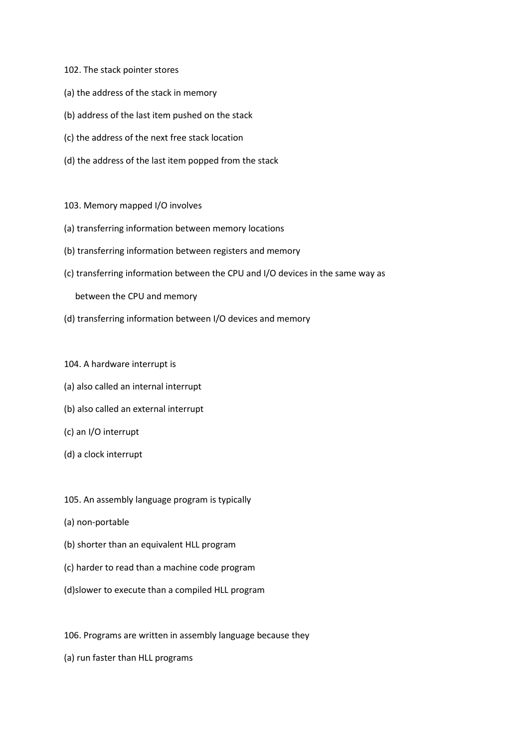102. The stack pointer stores

(a) the address of the stack in memory

(b) address of the last item pushed on the stack

(c) the address of the next free stack location

(d) the address of the last item popped from the stack

103. Memory mapped I/O involves

(a) transferring information between memory locations

(b) transferring information between registers and memory

(c) transferring information between the CPU and I/O devices in the same way as between the CPU and memory

(d) transferring information between I/O devices and memory

104. A hardware interrupt is

(a) also called an internal interrupt

(b) also called an external interrupt

(c) an I/O interrupt

(d) a clock interrupt

105. An assembly language program is typically

(a) non-portable

(b) shorter than an equivalent HLL program

(c) harder to read than a machine code program

(d)slower to execute than a compiled HLL program

106. Programs are written in assembly language because they

(a) run faster than HLL programs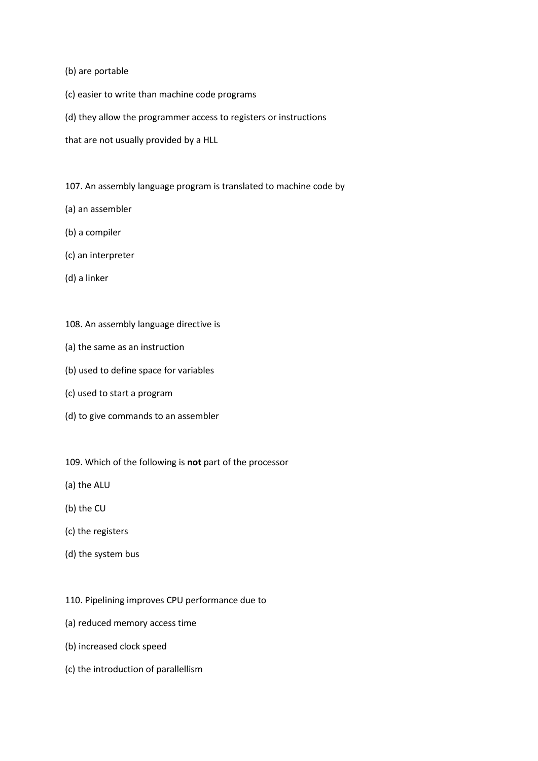(b) are portable

(c) easier to write than machine code programs

(d) they allow the programmer access to registers or instructions

that are not usually provided by a HLL

107. An assembly language program is translated to machine code by

(a) an assembler

(b) a compiler

(c) an interpreter

(d) a linker

108. An assembly language directive is

(a) the same as an instruction

(b) used to define space for variables

(c) used to start a program

(d) to give commands to an assembler

109. Which of the following is **not** part of the processor

(a) the ALU

(b) the CU

(c) the registers

(d) the system bus

110. Pipelining improves CPU performance due to

(a) reduced memory access time

(b) increased clock speed

(c) the introduction of parallellism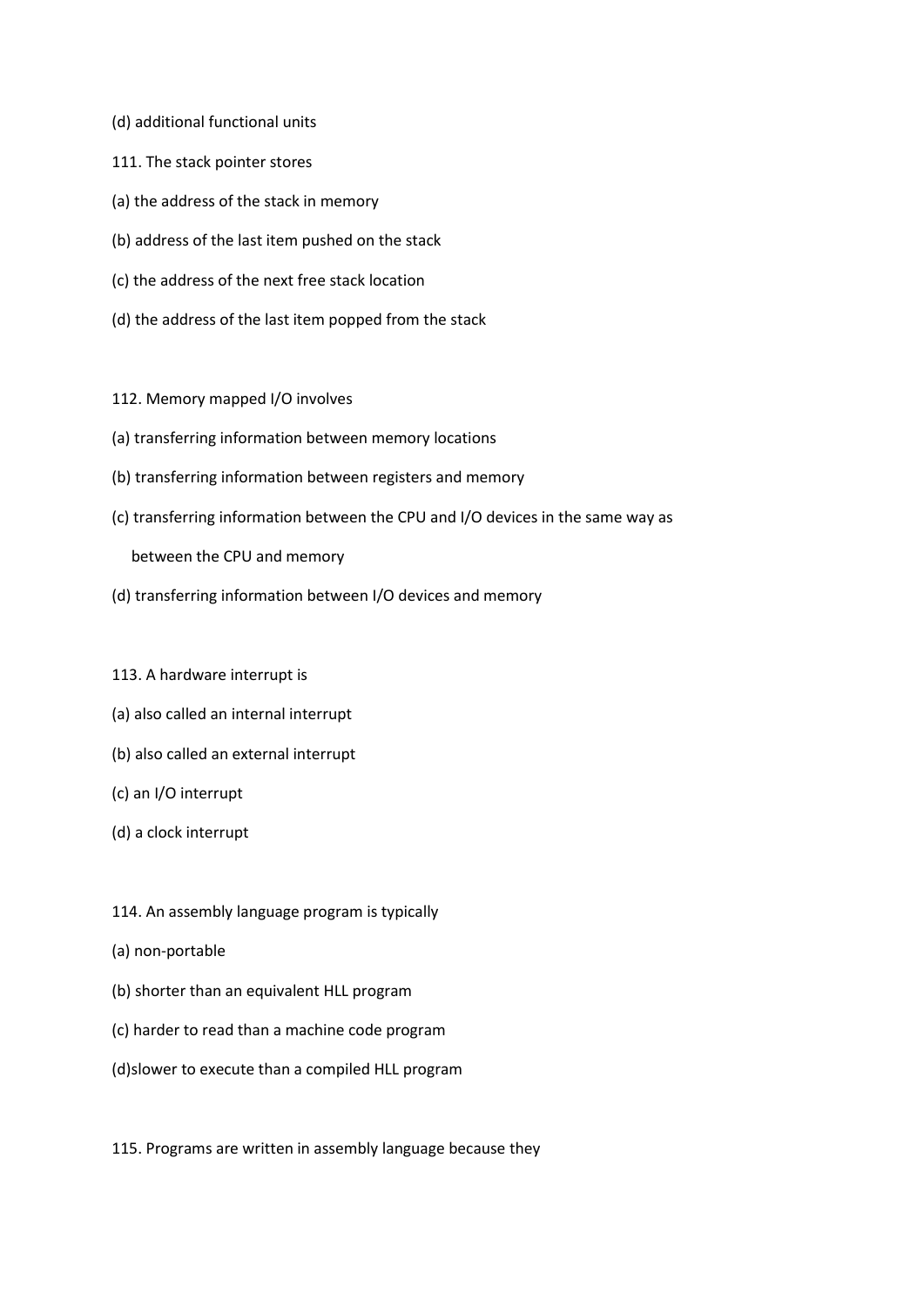(d) additional functional units

111. The stack pointer stores

(a) the address of the stack in memory

(b) address of the last item pushed on the stack

(c) the address of the next free stack location

(d) the address of the last item popped from the stack

112. Memory mapped I/O involves

(a) transferring information between memory locations

(b) transferring information between registers and memory

(c) transferring information between the CPU and I/O devices in the same way as

between the CPU and memory

(d) transferring information between I/O devices and memory

113. A hardware interrupt is

(a) also called an internal interrupt

(b) also called an external interrupt

(c) an I/O interrupt

(d) a clock interrupt

114. An assembly language program is typically

(a) non-portable

(b) shorter than an equivalent HLL program

(c) harder to read than a machine code program

(d)slower to execute than a compiled HLL program

115. Programs are written in assembly language because they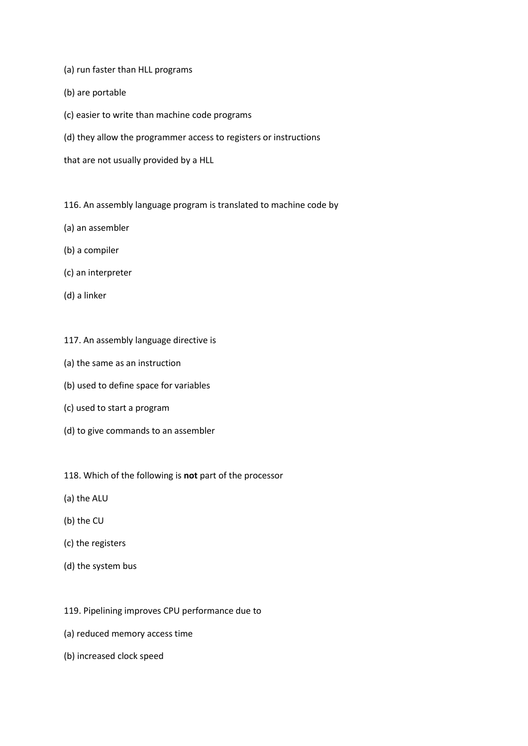(a) run faster than HLL programs

(b) are portable

(c) easier to write than machine code programs

(d) they allow the programmer access to registers or instructions

that are not usually provided by a HLL

116. An assembly language program is translated to machine code by

(a) an assembler

(b) a compiler

(c) an interpreter

(d) a linker

117. An assembly language directive is

(a) the same as an instruction

(b) used to define space for variables

(c) used to start a program

(d) to give commands to an assembler

118. Which of the following is **not** part of the processor

(a) the ALU

(b) the CU

(c) the registers

(d) the system bus

119. Pipelining improves CPU performance due to

(a) reduced memory access time

(b) increased clock speed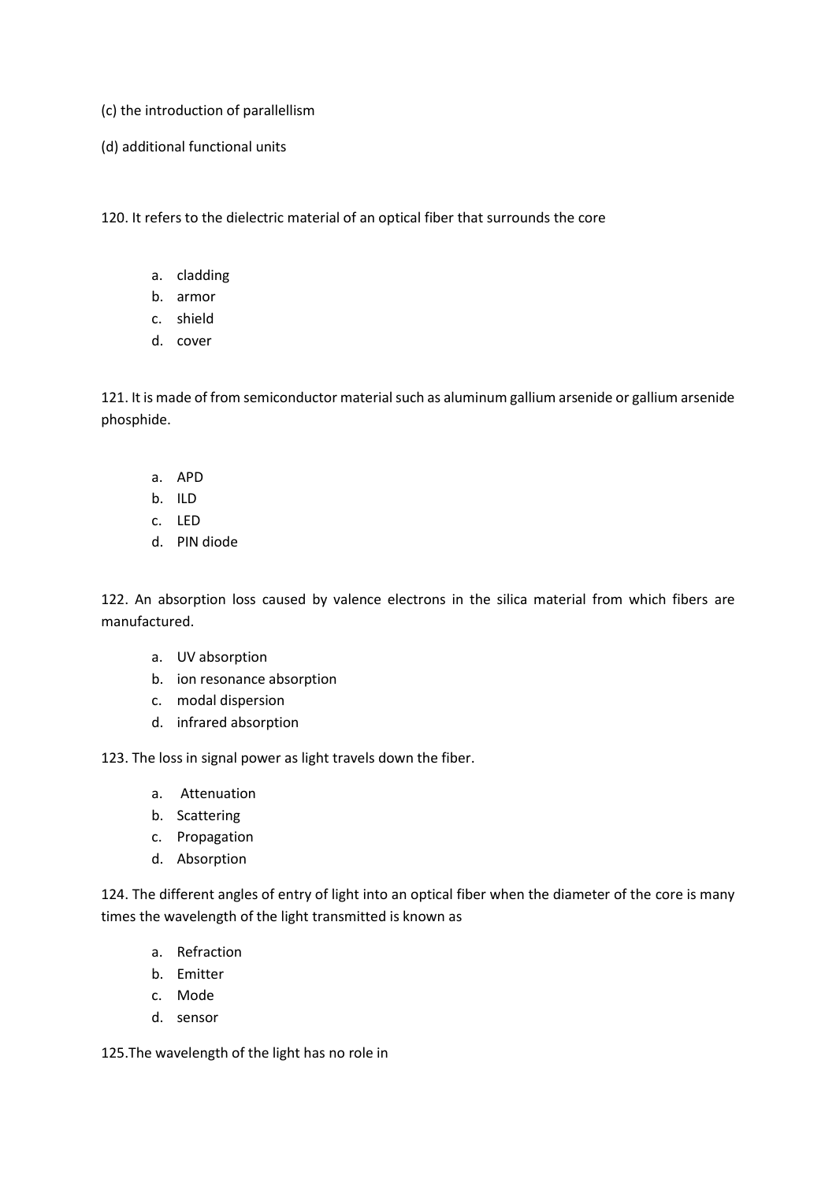(c) the introduction of parallellism

(d) additional functional units

120. It refers to the dielectric material of an optical fiber that surrounds the core

a. cladding
b. armor
c. shield
d. cover

121. It is made of from semiconductor material such as aluminum gallium arsenide or gallium arsenide phosphide.

a. APD
b. ILD
c. LED
d. PIN diode

122. An absorption loss caused by valence electrons in the silica material from which fibers are manufactured.

a. UV absorption
b. ion resonance absorption
c. modal dispersion
d. infrared absorption

123. The loss in signal power as light travels down the fiber.

a. Attenuation
b. Scattering
c. Propagation
d. Absorption

124. The different angles of entry of light into an optical fiber when the diameter of the core is many times the wavelength of the light transmitted is known as

a. Refraction
b. Emitter
c. Mode
d. sensor

125.The wavelength of the light has no role in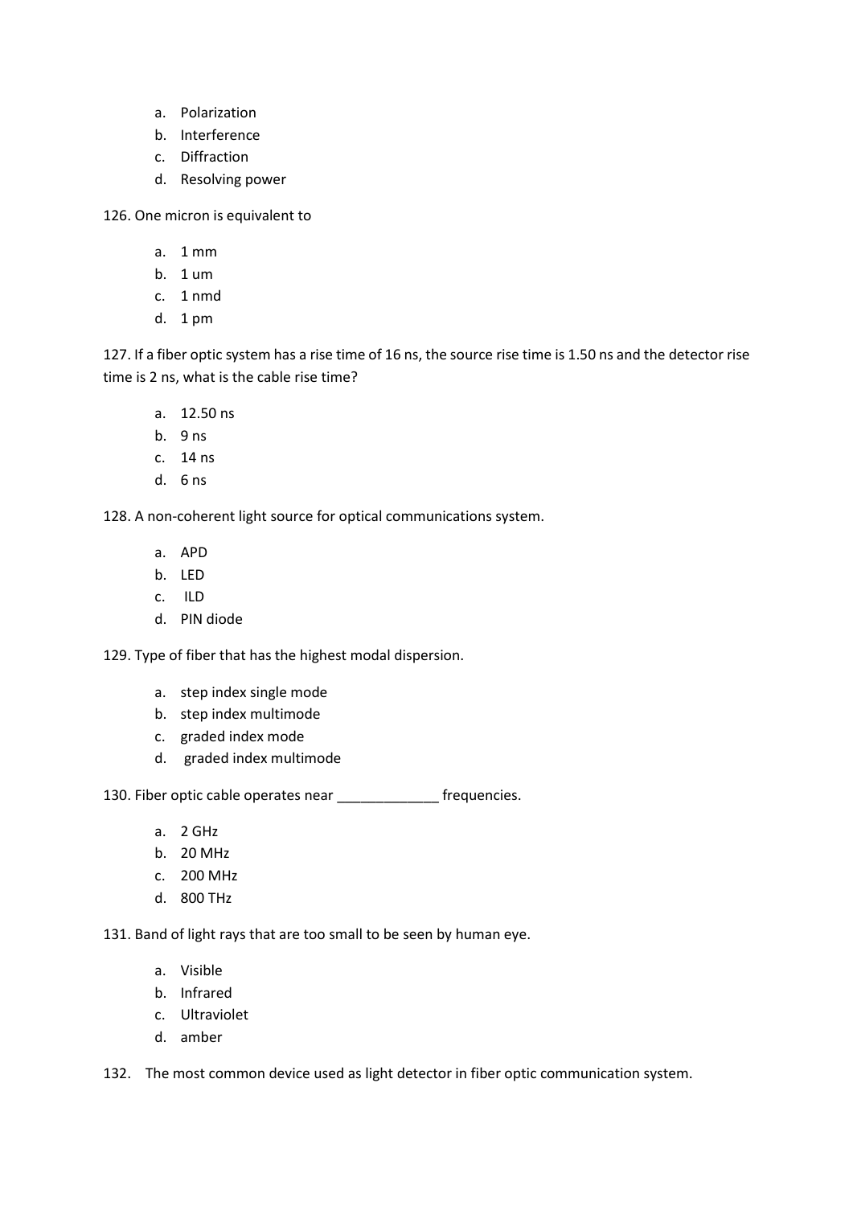a. Polarization
b. Interference
c. Diffraction
d. Resolving power

126. One micron is equivalent to

a. 1 mm
b. 1 um
c. 1 nmd
d. 1 pm

127. If a fiber optic system has a rise time of 16 ns, the source rise time is 1.50 ns and the detector rise time is 2 ns, what is the cable rise time?

a. 12.50 ns
b. 9 ns
c. 14 ns
d. 6 ns

128. A non-coherent light source for optical communications system.

a. APD
b. LED
c. ILD
d. PIN diode

129. Type of fiber that has the highest modal dispersion.

a. step index single mode
b. step index multimode
c. graded index mode
d. graded index multimode

130. Fiber optic cable operates near _____________ frequencies.

a. 2 GHz
b. 20 MHz
c. 200 MHz
d. 800 THz

131. Band of light rays that are too small to be seen by human eye.

a. Visible
b. Infrared
c. Ultraviolet
d. amber

132. The most common device used as light detector in fiber optic communication system.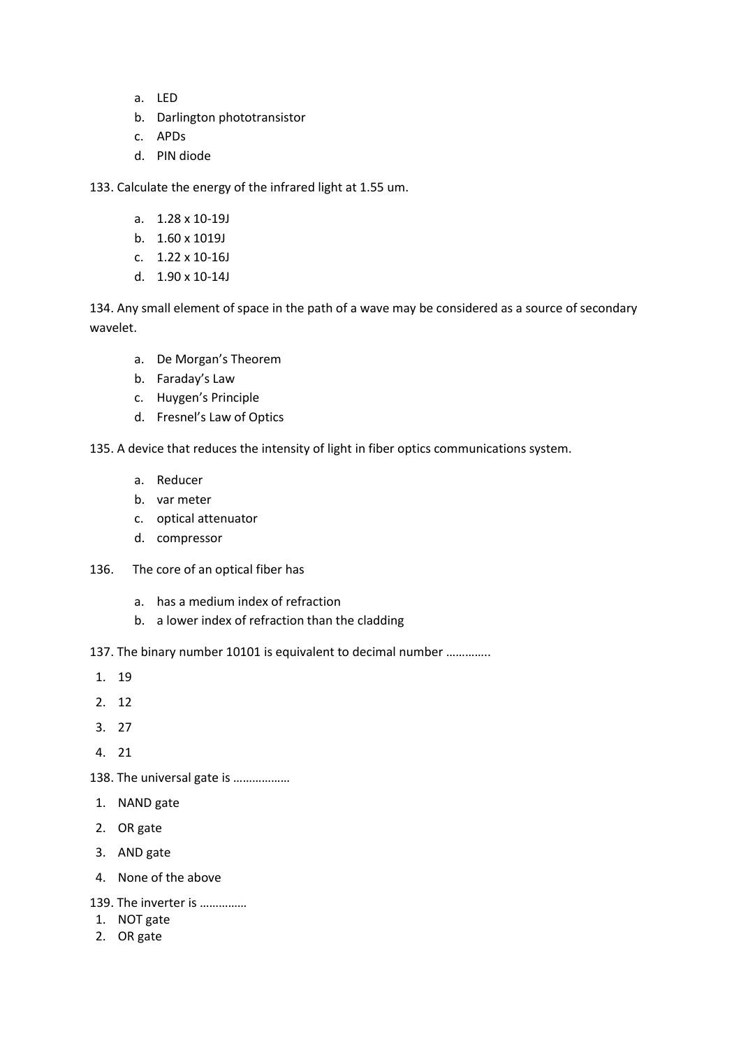a. LED
b. Darlington phototransistor
c. APDs
d. PIN diode

133. Calculate the energy of the infrared light at 1.55 um.

a. $1.28 \times 10^{-19}$J
b. $1.60 \times 10^{19}$J
c. $1.22 \times 10^{-16}$J
d. $1.90 \times 10^{-14}$J

134. Any small element of space in the path of a wave may be considered as a source of secondary wavelet.

a. De Morgan's Theorem
b. Faraday's Law
c. Huygen's Principle
d. Fresnel's Law of Optics

135. A device that reduces the intensity of light in fiber optics communications system.

a. Reducer
b. var meter
c. optical attenuator
d. compressor

136. The core of an optical fiber has

a. has a medium index of refraction
b. a lower index of refraction than the cladding

137. The binary number 10101 is equivalent to decimal number …………..

1. 19
2. 12
3. 27
4. 21

138. The universal gate is ………………

1. NAND gate
2. OR gate
3. AND gate
4. None of the above

139. The inverter is ……………

1. NOT gate
2. OR gate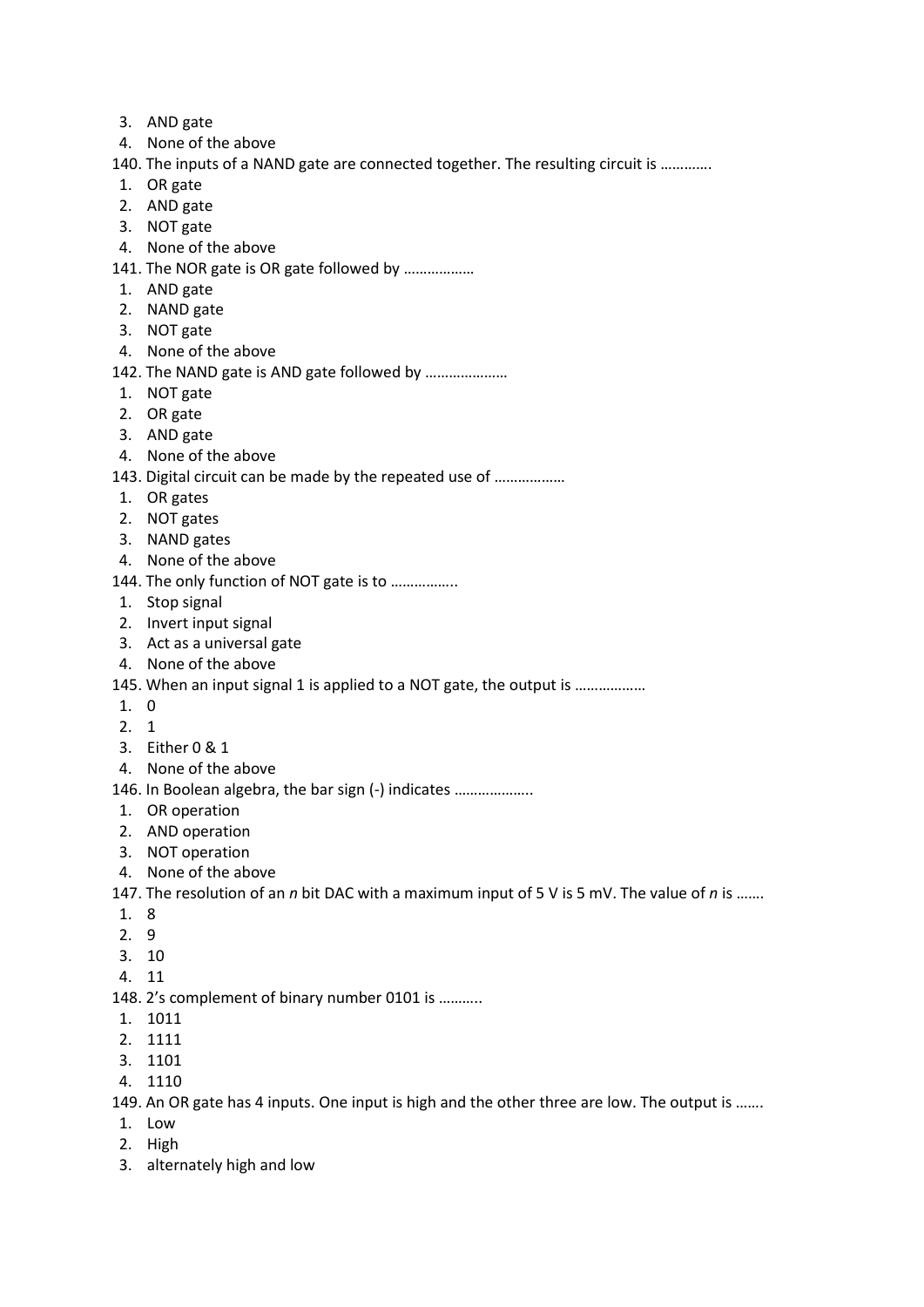3. AND gate
4. None of the above

140. The inputs of a NAND gate are connected together. The resulting circuit is ………….

1. OR gate
2. AND gate
3. NOT gate
4. None of the above

141. The NOR gate is OR gate followed by ………………

1. AND gate
2. NAND gate
3. NOT gate
4. None of the above

142. The NAND gate is AND gate followed by …………………

1. NOT gate
2. OR gate
3. AND gate
4. None of the above

143. Digital circuit can be made by the repeated use of ………………

1. OR gates
2. NOT gates
3. NAND gates
4. None of the above

144. The only function of NOT gate is to ……………..

1. Stop signal
2. Invert input signal
3. Act as a universal gate
4. None of the above

145. When an input signal 1 is applied to a NOT gate, the output is ………………

1. 0
2. 1
3. Either 0 & 1
4. None of the above

146. In Boolean algebra, the bar sign (-) indicates ………………..

1. OR operation
2. AND operation
3. NOT operation
4. None of the above

147. The resolution of an *n* bit DAC with a maximum input of 5 V is 5 mV. The value of *n* is …….

1. 8
2. 9
3. 10
4. 11

148. 2's complement of binary number 0101 is ………..

1. 1011
2. 1111
3. 1101
4. 1110

149. An OR gate has 4 inputs. One input is high and the other three are low. The output is …….

1. Low
2. High
3. alternately high and low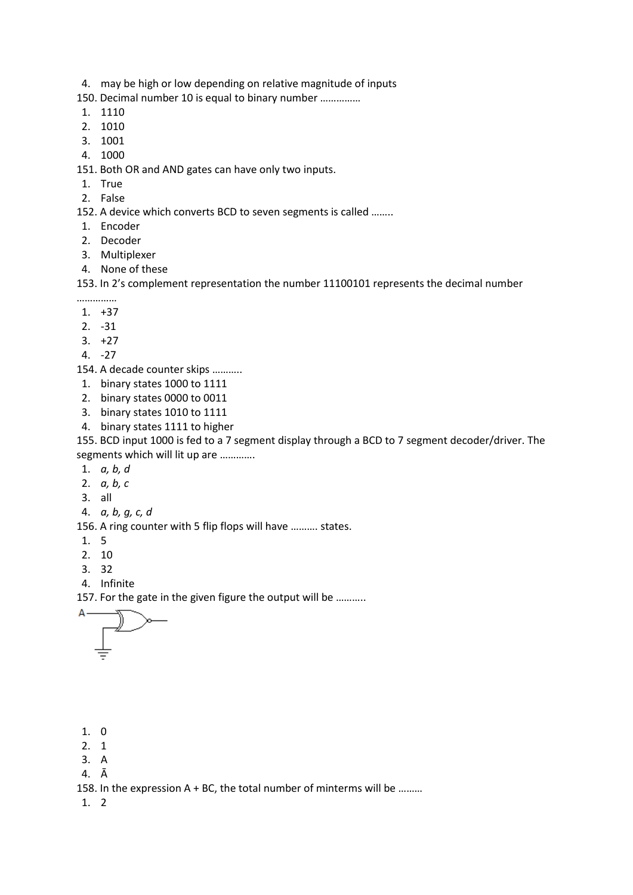4. may be high or low depending on relative magnitude of inputs

150. Decimal number 10 is equal to binary number ……………

1. 1110
2. 1010
3. 1001
4. 1000

151. Both OR and AND gates can have only two inputs.

1. True
2. False

152. A device which converts BCD to seven segments is called ……..

1. Encoder
2. Decoder
3. Multiplexer
4. None of these

153. In 2's complement representation the number 11100101 represents the decimal number ……………

1. +37
2. -31
3. +27
4. -27

154. A decade counter skips ……….

1. binary states 1000 to 1111
2. binary states 0000 to 0011
3. binary states 1010 to 1111
4. binary states 1111 to higher

155. BCD input 1000 is fed to a 7 segment display through a BCD to 7 segment decoder/driver. The segments which will lit up are …………

1. *a, b, d*
2. *a, b, c*
3. all
4. *a, b, g, c, d*

156. A ring counter with 5 flip flops will have ………. states.

1. 5
2. 10
3. 32
4. Infinite

157. For the gate in the given figure the output will be ……….

A

1. 0
2. 1
3. A
4. $\bar{A}$

158. In the expression A + BC, the total number of minterms will be ………

1. 2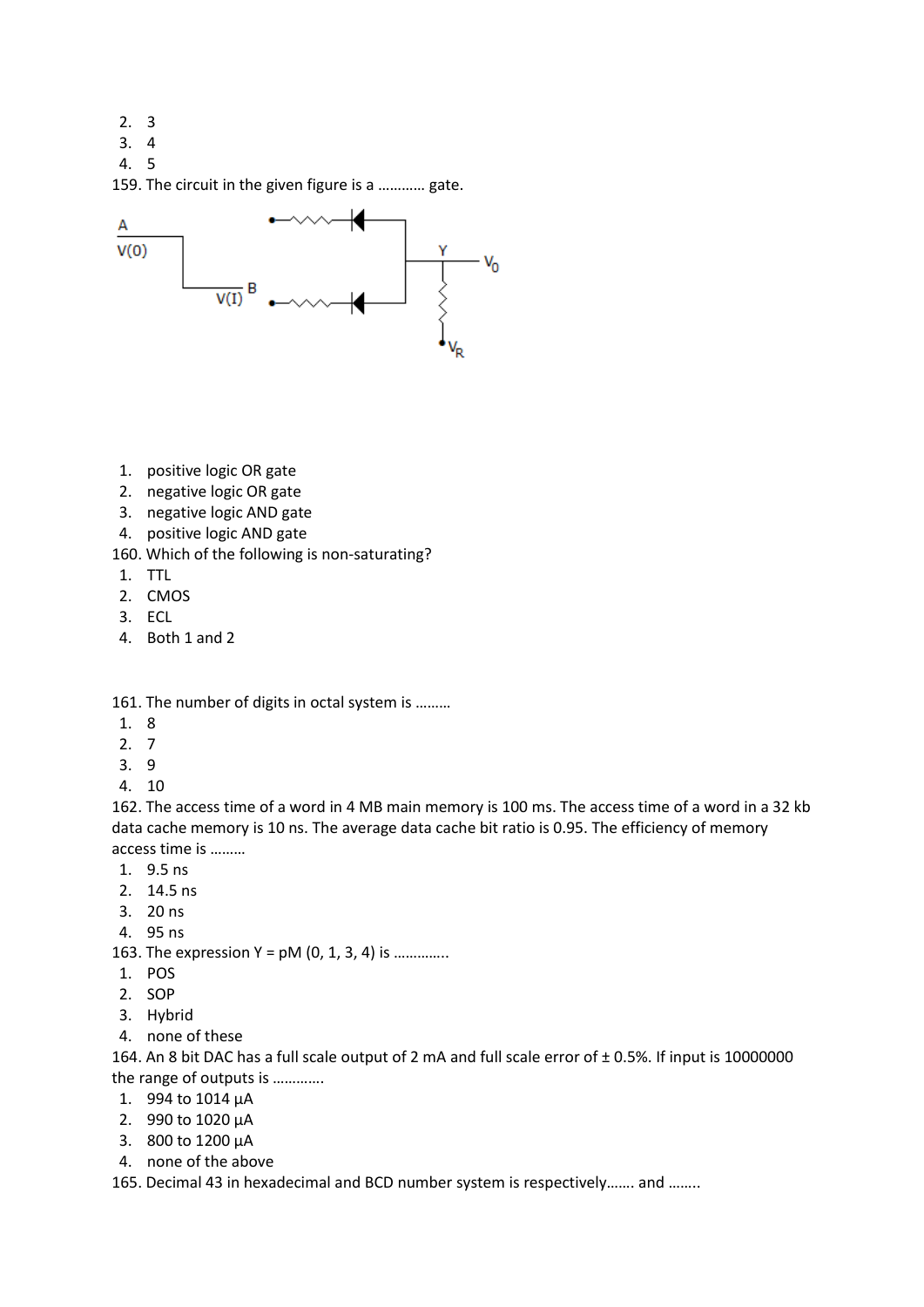2. 3
3. 4
4. 5

159. The circuit in the given figure is a ………… gate.

1. positive logic OR gate
2. negative logic OR gate
3. negative logic AND gate
4. positive logic AND gate

160. Which of the following is non-saturating?

1. TTL
2. CMOS
3. ECL
4. Both 1 and 2

161. The number of digits in octal system is ………

1. 8
2. 7
3. 9
4. 10

162. The access time of a word in 4 MB main memory is 100 ms. The access time of a word in a 32 kb data cache memory is 10 ns. The average data cache bit ratio is 0.95. The efficiency of memory access time is ………

1. 9.5 ns
2. 14.5 ns
3. 20 ns
4. 95 ns

163. The expression Y = pM (0, 1, 3, 4) is …………..

1. POS
2. SOP
3. Hybrid
4. none of these

164. An 8 bit DAC has a full scale output of 2 mA and full scale error of ± 0.5%. If input is 10000000 the range of outputs is …………..

1. 994 to 1014 μA
2. 990 to 1020 μA
3. 800 to 1200 μA
4. none of the above

165. Decimal 43 in hexadecimal and BCD number system is respectively……. and ……..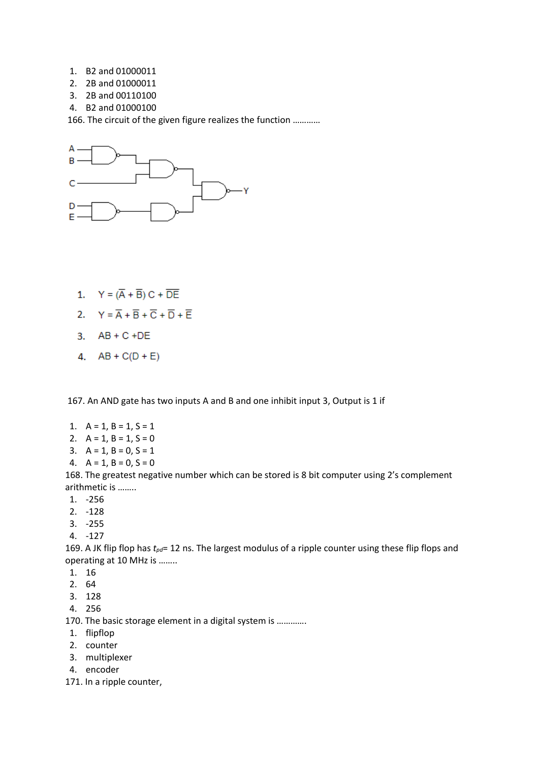1. B2 and 01000011
2. 2B and 01000011
3. 2B and 00110100
4. B2 and 01000100

166. The circuit of the given figure realizes the function …………

1. $Y = (\overline{A} + \overline{B})\,C + \overline{DE}$
2. $Y = \overline{A} + \overline{B} + \overline{C} + \overline{D} + \overline{E}$
3. $AB + C + DE$
4. $AB + C(D + E)$

167. An AND gate has two inputs A and B and one inhibit input 3, Output is 1 if

1. A = 1, B = 1, S = 1
2. A = 1, B = 1, S = 0
3. A = 1, B = 0, S = 1
4. A = 1, B = 0, S = 0

168. The greatest negative number which can be stored is 8 bit computer using 2's complement arithmetic is ……..

1. -256
2. -128
3. -255
4. -127

169. A JK flip flop has $t_{pd}$= 12 ns. The largest modulus of a ripple counter using these flip flops and operating at 10 MHz is ……..

1. 16
2. 64
3. 128
4. 256

170. The basic storage element in a digital system is ………….

1. flipflop
2. counter
3. multiplexer
4. encoder

171. In a ripple counter,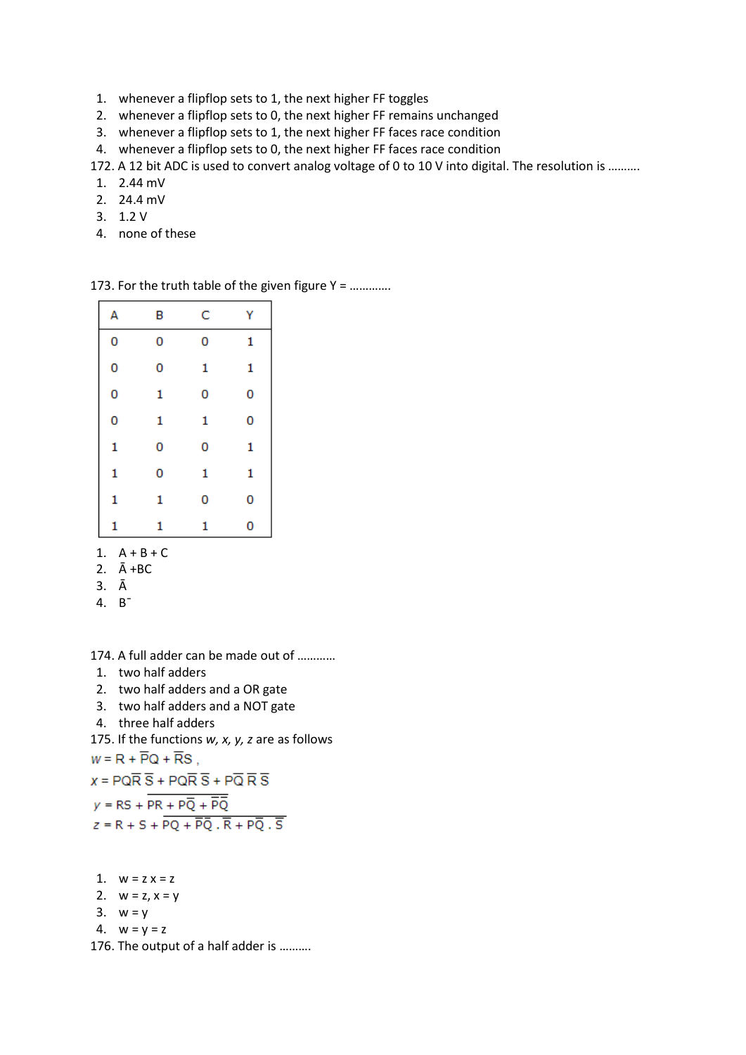1. whenever a flipflop sets to 1, the next higher FF toggles
2. whenever a flipflop sets to 0, the next higher FF remains unchanged
3. whenever a flipflop sets to 1, the next higher FF faces race condition
4. whenever a flipflop sets to 0, the next higher FF faces race condition

172. A 12 bit ADC is used to convert analog voltage of 0 to 10 V into digital. The resolution is ..........

1. 2.44 mV
2. 24.4 mV
3. 1.2 V
4. none of these

173. For the truth table of the given figure Y = ............

| A | B | C | Y |
|---|---|---|---|
| 0 | 0 | 0 | 1 |
| 0 | 0 | 1 | 1 |
| 0 | 1 | 0 | 0 |
| 0 | 1 | 1 | 0 |
| 1 | 0 | 0 | 1 |
| 1 | 0 | 1 | 1 |
| 1 | 1 | 0 | 0 |
| 1 | 1 | 1 | 0 |

1. A + B + C
2. $\bar{A}$ +BC
3. $\bar{A}$
4. $\bar{B}$

174. A full adder can be made out of ...........

1. two half adders
2. two half adders and a OR gate
3. two half adders and a NOT gate
4. three half adders

175. If the functions *w, x, y, z* are as follows

$w = R + \bar{P}Q + \bar{R}S$ ,

$x = PQ\bar{R}\,\bar{S} + PQ\bar{R}\,\bar{S} + PQ\bar{R}\,\bar{S}$

$y = RS + \overline{PR + P\bar{Q} + \bar{P}\bar{Q}}$

$z = R + S + \overline{PQ + \bar{P}\bar{Q}\,.\,\bar{R} + P\bar{Q}\,.\,\bar{S}}$

1. w = z x = z
2. w = z, x = y
3. w = y
4. w = y = z

176. The output of a half adder is .........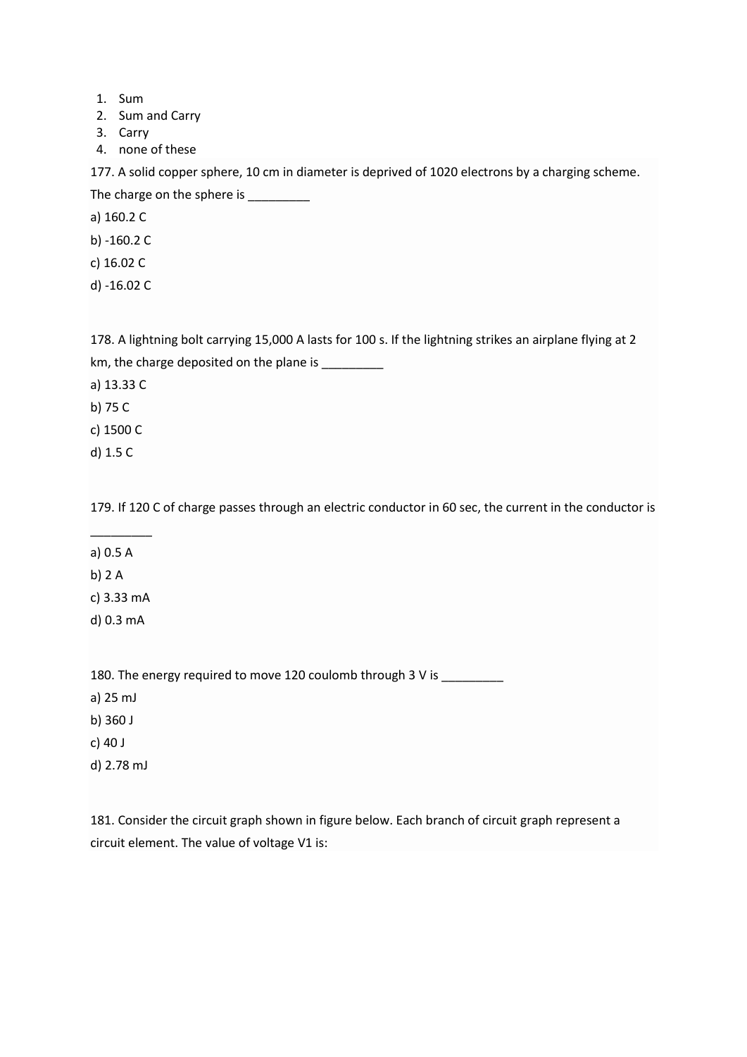1. Sum
2. Sum and Carry
3. Carry
4. none of these

177. A solid copper sphere, 10 cm in diameter is deprived of 1020 electrons by a charging scheme. The charge on the sphere is _________

a) 160.2 C

b) -160.2 C

c) 16.02 C

d) -16.02 C

178. A lightning bolt carrying 15,000 A lasts for 100 s. If the lightning strikes an airplane flying at 2 km, the charge deposited on the plane is _________

a) 13.33 C

b) 75 C

c) 1500 C

d) 1.5 C

179. If 120 C of charge passes through an electric conductor in 60 sec, the current in the conductor is _________

a) 0.5 A

b) 2 A

c) 3.33 mA

d) 0.3 mA

180. The energy required to move 120 coulomb through 3 V is _________

a) 25 mJ

b) 360 J

c) 40 J

d) 2.78 mJ

181. Consider the circuit graph shown in figure below. Each branch of circuit graph represent a circuit element. The value of voltage V1 is: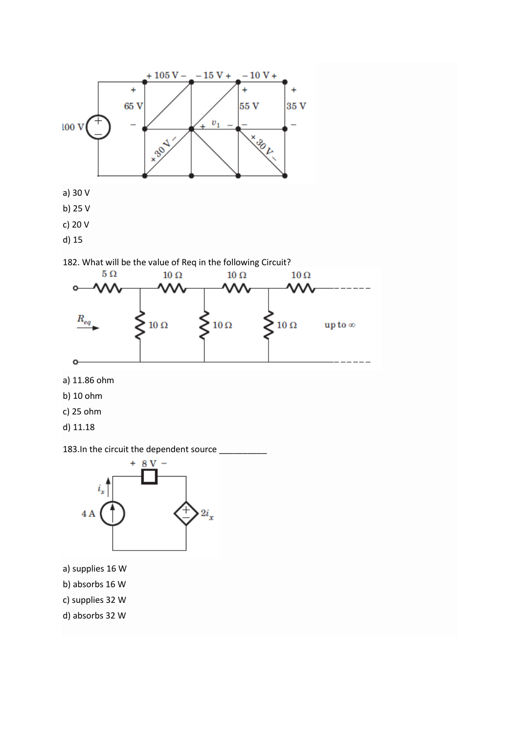a) 30 V

b) 25 V

c) 20 V

d) 15

182. What will be the value of Req in the following Circuit?

a) 11.86 ohm

b) 10 ohm

c) 25 ohm

d) 11.18

183.In the circuit the dependent source __________

a) supplies 16 W

b) absorbs 16 W

c) supplies 32 W

d) absorbs 32 W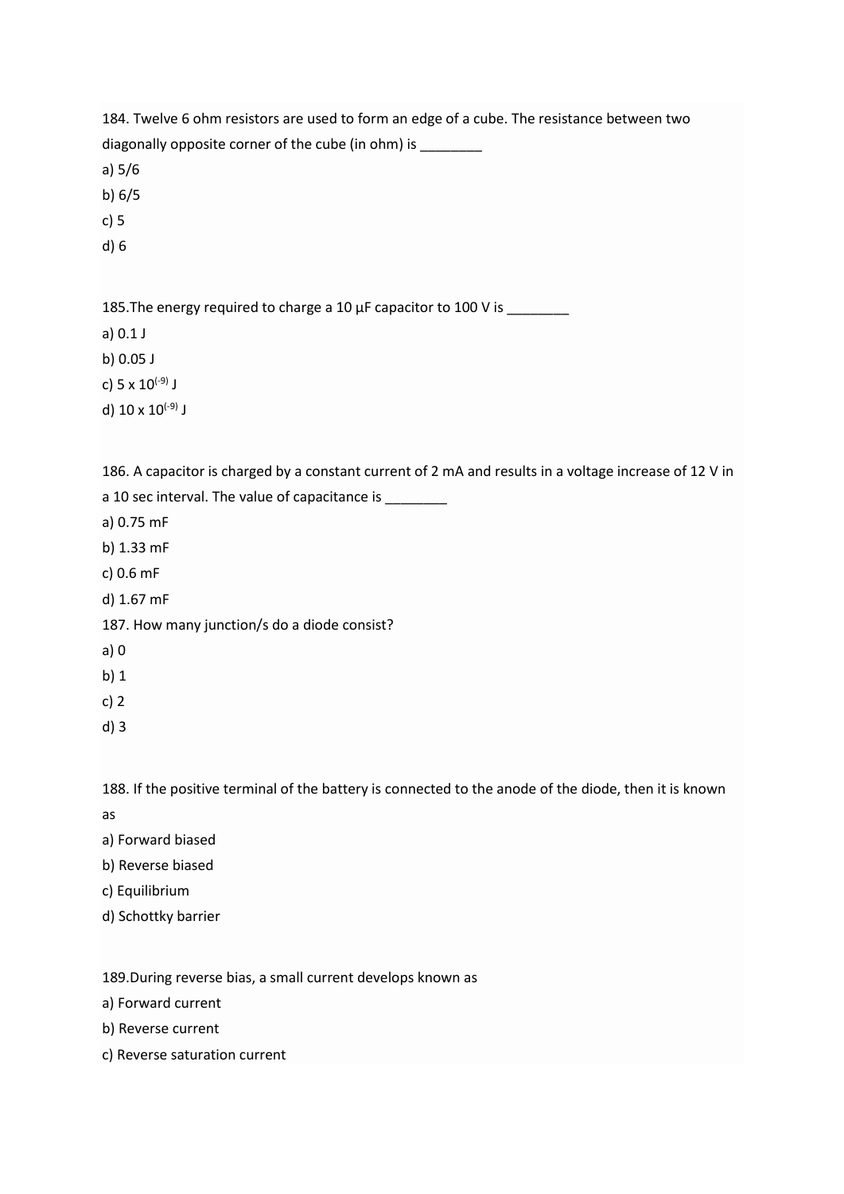184. Twelve 6 ohm resistors are used to form an edge of a cube. The resistance between two diagonally opposite corner of the cube (in ohm) is ________

a) 5/6

b) 6/5

c) 5

d) 6

185.The energy required to charge a 10 μF capacitor to 100 V is ________

a) 0.1 J

b) 0.05 J

c) 5 x $10^{(-9)}$ J

d) 10 x $10^{(-9)}$ J

186. A capacitor is charged by a constant current of 2 mA and results in a voltage increase of 12 V in a 10 sec interval. The value of capacitance is ________

a) 0.75 mF

b) 1.33 mF

c) 0.6 mF

d) 1.67 mF

187. How many junction/s do a diode consist?

a) 0

b) 1

c) 2

d) 3

188. If the positive terminal of the battery is connected to the anode of the diode, then it is known as

a) Forward biased

b) Reverse biased

c) Equilibrium

d) Schottky barrier

189.During reverse bias, a small current develops known as

a) Forward current

b) Reverse current

c) Reverse saturation current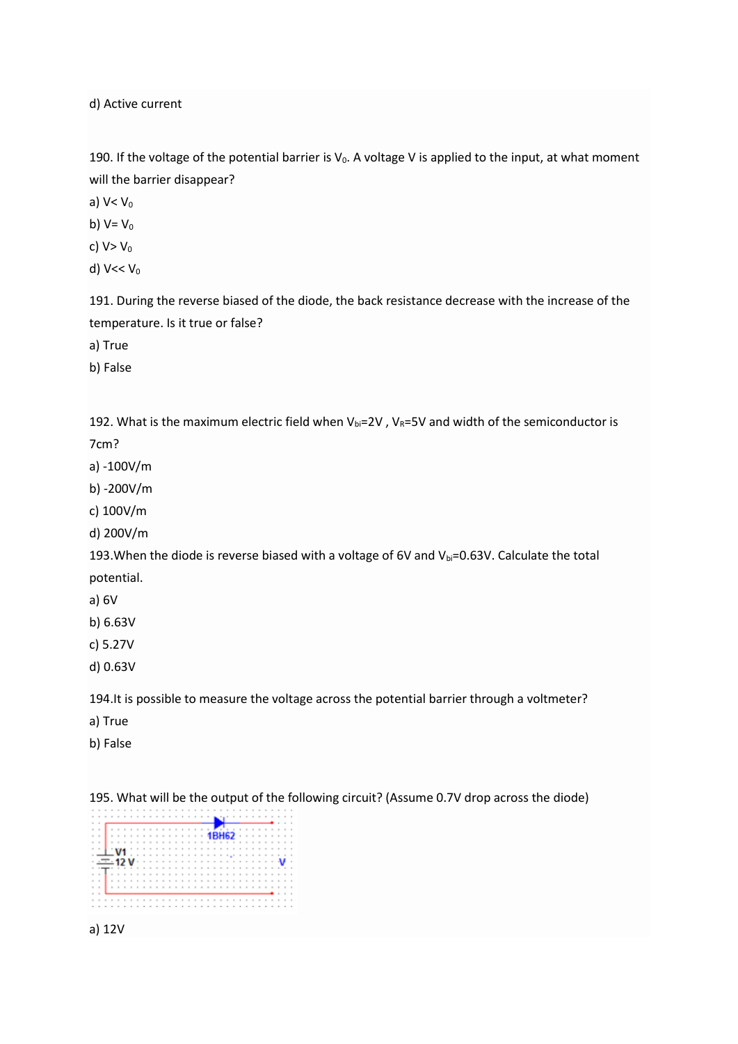d) Active current

190. If the voltage of the potential barrier is $V_0$. A voltage V is applied to the input, at what moment will the barrier disappear?

a) V< $V_0$

b) V= $V_0$

c) V> $V_0$

d) V<< $V_0$

191. During the reverse biased of the diode, the back resistance decrease with the increase of the temperature. Is it true or false?

a) True

b) False

192. What is the maximum electric field when $V_{bi}$=2V , $V_R$=5V and width of the semiconductor is 7cm?

a) -100V/m

b) -200V/m

c) 100V/m

d) 200V/m

193.When the diode is reverse biased with a voltage of 6V and $V_{bi}$=0.63V. Calculate the total potential.

a) 6V

b) 6.63V

c) 5.27V

d) 0.63V

194.It is possible to measure the voltage across the potential barrier through a voltmeter?

a) True

b) False

195. What will be the output of the following circuit? (Assume 0.7V drop across the diode)

a) 12V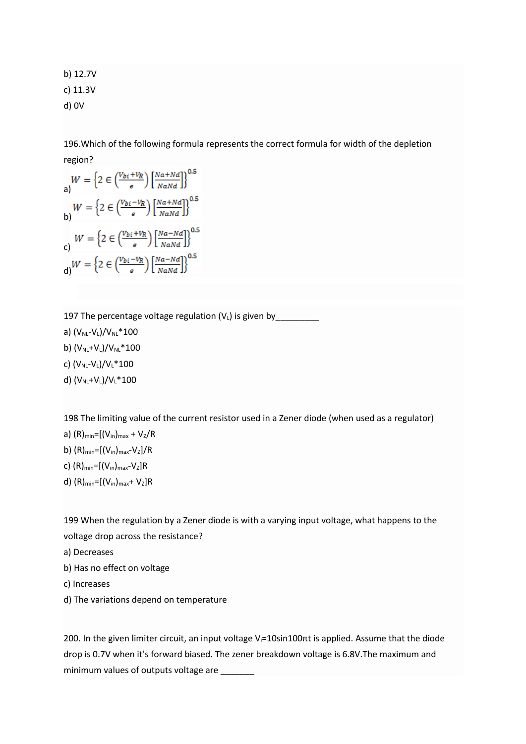b) 12.7V

c) 11.3V

d) 0V

196.Which of the following formula represents the correct formula for width of the depletion region?

a) $W = \left\{2 \in \left(\frac{V_{bi}+V_R}{e}\right) \left[\frac{Na+Nd}{NaNd}\right]\right\}^{0.5}$

b) $W = \left\{2 \in \left(\frac{V_{bi}-V_R}{e}\right) \left[\frac{Na+Nd}{NaNd}\right]\right\}^{0.5}$

c) $W = \left\{2 \in \left(\frac{V_{bi}+V_R}{e}\right) \left[\frac{Na-Nd}{NaNd}\right]\right\}^{0.5}$

d) $W = \left\{2 \in \left(\frac{V_{bi}-V_R}{e}\right) \left[\frac{Na-Nd}{NaNd}\right]\right\}^{0.5}$

197 The percentage voltage regulation ($V_L$) is given by_________

a) $(V_{NL}-V_L)/V_{NL}*100$

b) $(V_{NL}+V_L)/V_{NL}*100$

c) $(V_{NL}-V_L)/V_L*100$

d) $(V_{NL}+V_L)/V_L*100$

198 The limiting value of the current resistor used in a Zener diode (when used as a regulator)

a) $(R)_{min}=[(V_{in})_{max} + V_Z/R$

b) $(R)_{min}=[(V_{in})_{max}-V_Z]/R$

c) $(R)_{min}=[(V_{in})_{max}-V_Z]R$

d) $(R)_{min}=[(V_{in})_{max}+ V_Z]R$

199 When the regulation by a Zener diode is with a varying input voltage, what happens to the voltage drop across the resistance?

a) Decreases

b) Has no effect on voltage

c) Increases

d) The variations depend on temperature

200. In the given limiter circuit, an input voltage $V_i$=10sin100πt is applied. Assume that the diode drop is 0.7V when it's forward biased. The zener breakdown voltage is 6.8V.The maximum and minimum values of outputs voltage are _______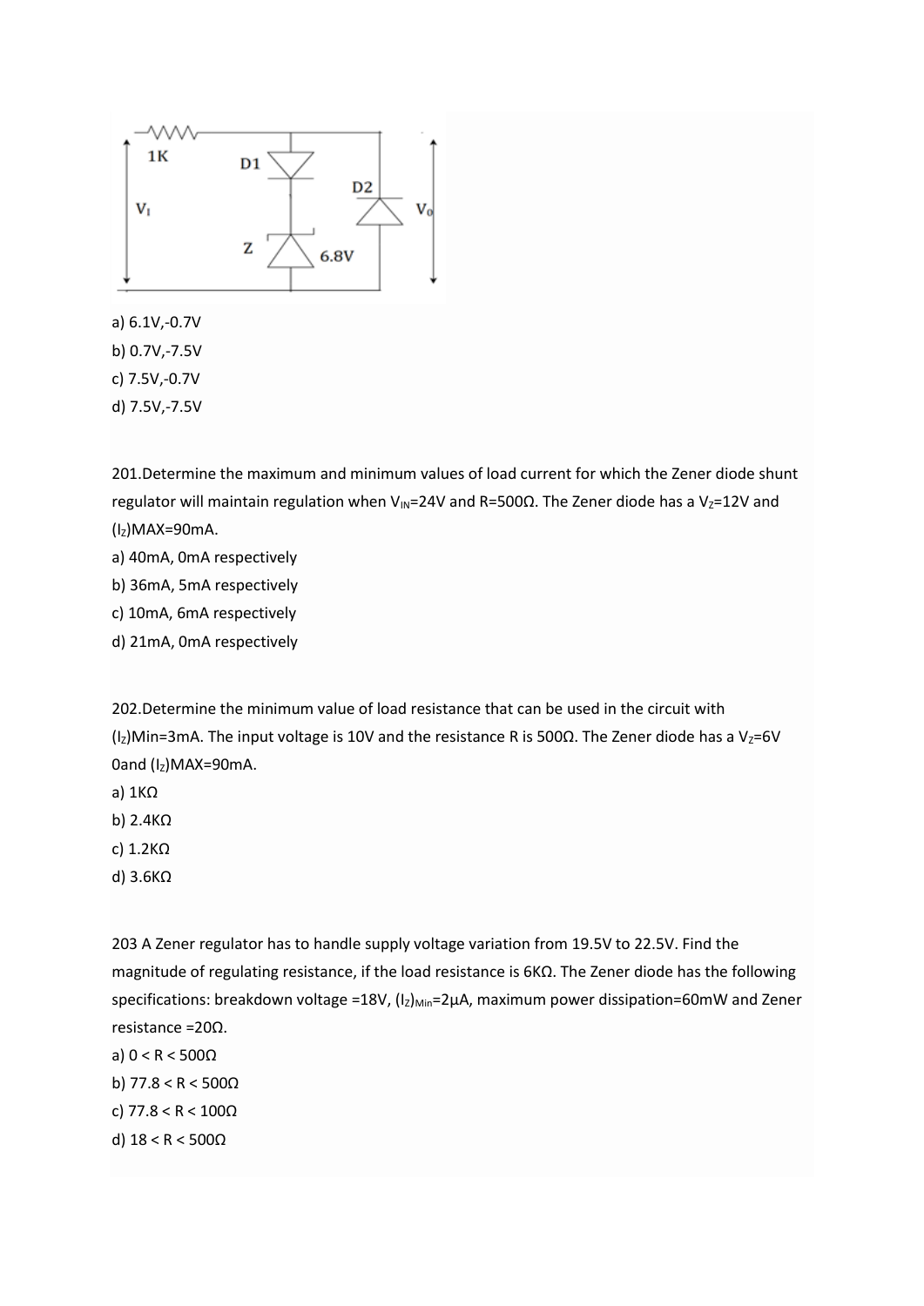a) 6.1V,-0.7V

b) 0.7V,-7.5V

c) 7.5V,-0.7V

d) 7.5V,-7.5V

201.Determine the maximum and minimum values of load current for which the Zener diode shunt regulator will maintain regulation when $V_{IN}$=24V and R=500Ω. The Zener diode has a $V_Z$=12V and $(I_Z)$MAX=90mA.

a) 40mA, 0mA respectively

b) 36mA, 5mA respectively

c) 10mA, 6mA respectively

d) 21mA, 0mA respectively

202.Determine the minimum value of load resistance that can be used in the circuit with $(I_Z)$Min=3mA. The input voltage is 10V and the resistance R is 500Ω. The Zener diode has a $V_Z$=6V 0and $(I_Z)$MAX=90mA.

a) 1KΩ

b) 2.4KΩ

c) 1.2KΩ

d) 3.6KΩ

203 A Zener regulator has to handle supply voltage variation from 19.5V to 22.5V. Find the magnitude of regulating resistance, if the load resistance is 6KΩ. The Zener diode has the following specifications: breakdown voltage =18V, $(I_Z)_{Min}$=2μA, maximum power dissipation=60mW and Zener resistance =20Ω.

a) 0 < R < 500Ω

b) 77.8 < R < 500Ω

c) 77.8 < R < 100Ω

d) 18 < R < 500Ω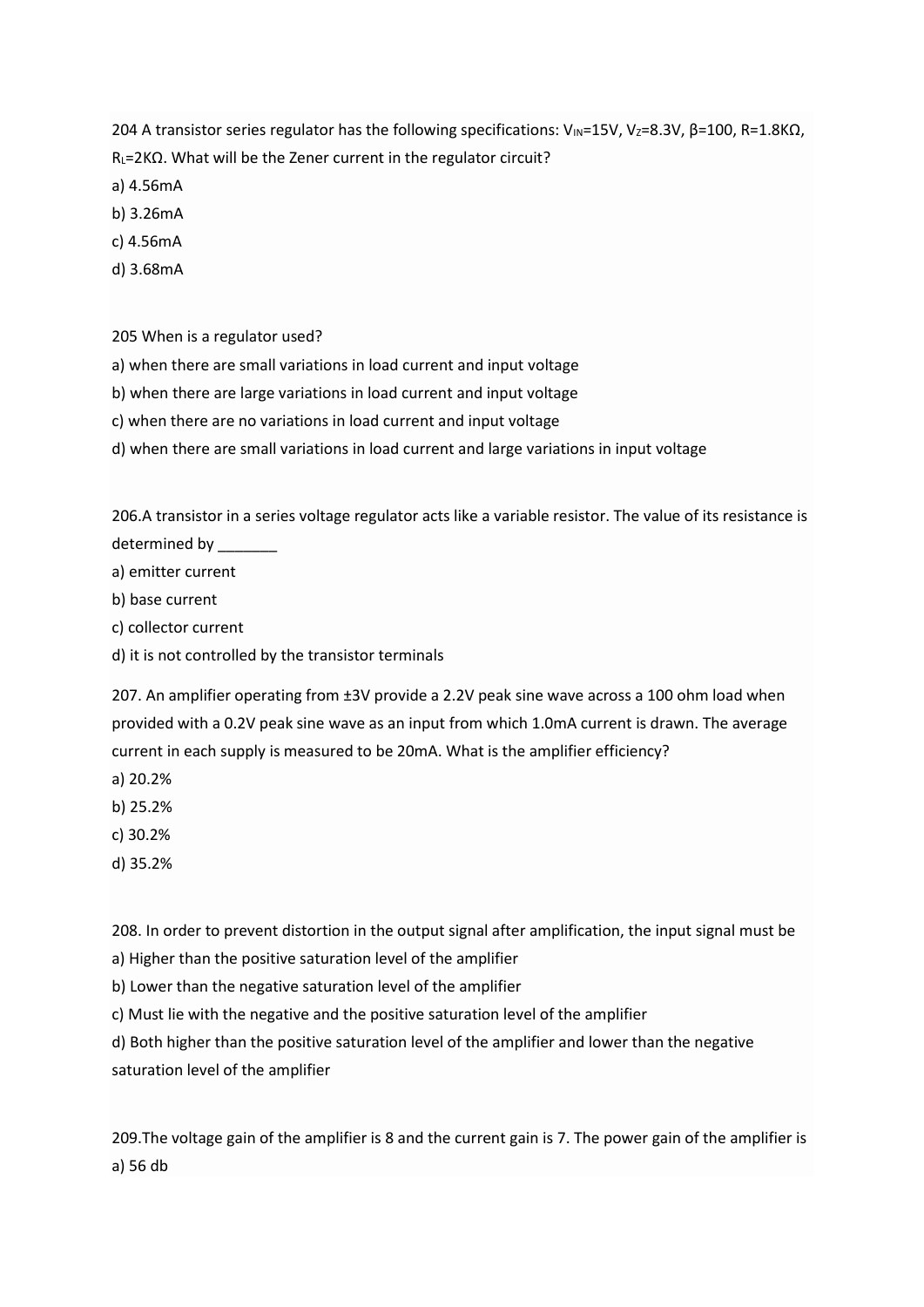204 A transistor series regulator has the following specifications: $V_{IN}$=15V, $V_Z$=8.3V, β=100, R=1.8KΩ, $R_L$=2KΩ. What will be the Zener current in the regulator circuit?

a) 4.56mA

b) 3.26mA

c) 4.56mA

d) 3.68mA

205 When is a regulator used?

a) when there are small variations in load current and input voltage

b) when there are large variations in load current and input voltage

c) when there are no variations in load current and input voltage

d) when there are small variations in load current and large variations in input voltage

206.A transistor in a series voltage regulator acts like a variable resistor. The value of its resistance is determined by _______

a) emitter current

b) base current

c) collector current

d) it is not controlled by the transistor terminals

207. An amplifier operating from ±3V provide a 2.2V peak sine wave across a 100 ohm load when provided with a 0.2V peak sine wave as an input from which 1.0mA current is drawn. The average current in each supply is measured to be 20mA. What is the amplifier efficiency?

a) 20.2%

b) 25.2%

c) 30.2%

d) 35.2%

208. In order to prevent distortion in the output signal after amplification, the input signal must be

a) Higher than the positive saturation level of the amplifier

b) Lower than the negative saturation level of the amplifier

c) Must lie with the negative and the positive saturation level of the amplifier

d) Both higher than the positive saturation level of the amplifier and lower than the negative saturation level of the amplifier

209.The voltage gain of the amplifier is 8 and the current gain is 7. The power gain of the amplifier is

a) 56 db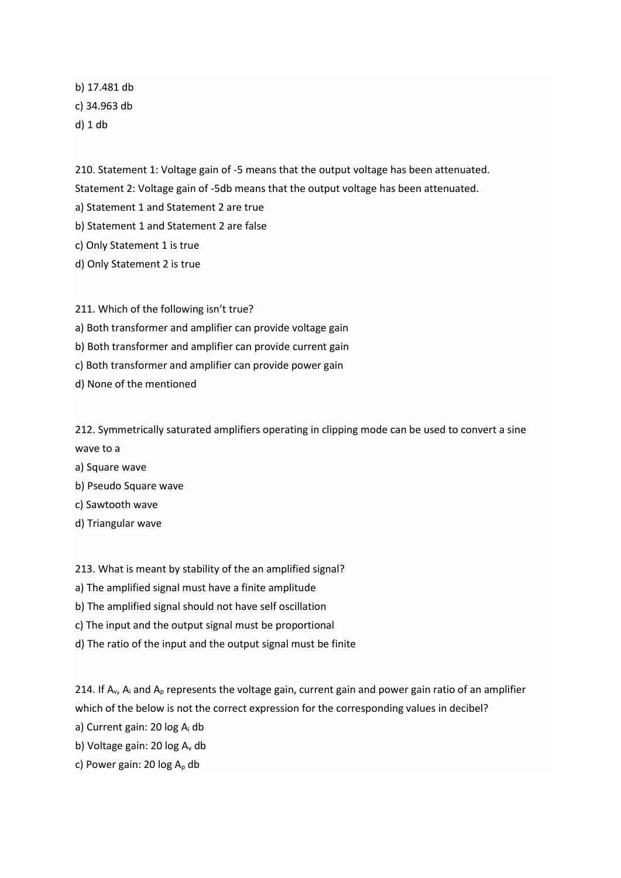b) 17.481 db

c) 34.963 db

d) 1 db

210. Statement 1: Voltage gain of -5 means that the output voltage has been attenuated.

Statement 2: Voltage gain of -5db means that the output voltage has been attenuated.

a) Statement 1 and Statement 2 are true

b) Statement 1 and Statement 2 are false

c) Only Statement 1 is true

d) Only Statement 2 is true

211. Which of the following isn't true?

a) Both transformer and amplifier can provide voltage gain

b) Both transformer and amplifier can provide current gain

c) Both transformer and amplifier can provide power gain

d) None of the mentioned

212. Symmetrically saturated amplifiers operating in clipping mode can be used to convert a sine wave to a

a) Square wave

b) Pseudo Square wave

c) Sawtooth wave

d) Triangular wave

213. What is meant by stability of the an amplified signal?

a) The amplified signal must have a finite amplitude

b) The amplified signal should not have self oscillation

c) The input and the output signal must be proportional

d) The ratio of the input and the output signal must be finite

214. If $A_v$, $A_i$ and $A_p$ represents the voltage gain, current gain and power gain ratio of an amplifier which of the below is not the correct expression for the corresponding values in decibel?

a) Current gain: $20 \log A_i$ db

b) Voltage gain: $20 \log A_v$ db

c) Power gain: $20 \log A_p$ db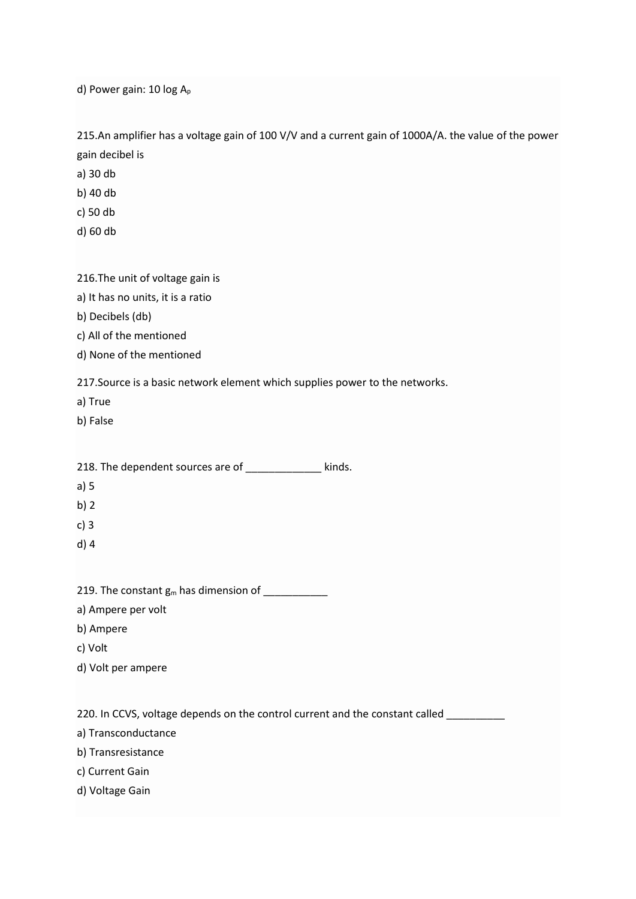d) Power gain: 10 log $A_p$

215.An amplifier has a voltage gain of 100 V/V and a current gain of 1000A/A. the value of the power gain decibel is

a) 30 db

b) 40 db

c) 50 db

d) 60 db

216.The unit of voltage gain is

a) It has no units, it is a ratio

b) Decibels (db)

c) All of the mentioned

d) None of the mentioned

217.Source is a basic network element which supplies power to the networks.

a) True

b) False

218. The dependent sources are of _____________ kinds.

a) 5

b) 2

c) 3

d) 4

219. The constant $g_m$ has dimension of ___________

a) Ampere per volt

b) Ampere

c) Volt

d) Volt per ampere

220. In CCVS, voltage depends on the control current and the constant called __________

a) Transconductance

b) Transresistance

c) Current Gain

d) Voltage Gain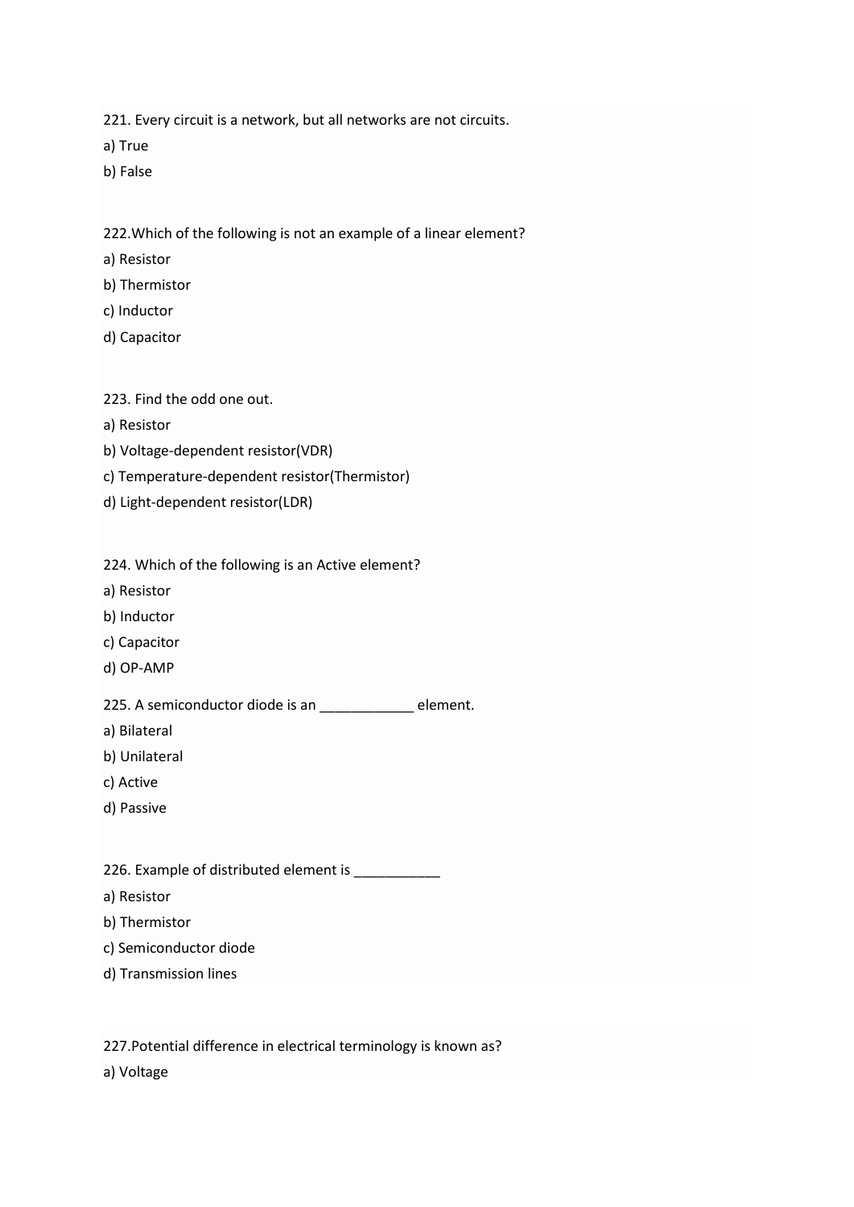221. Every circuit is a network, but all networks are not circuits.

a) True

b) False

222.Which of the following is not an example of a linear element?

a) Resistor

b) Thermistor

c) Inductor

d) Capacitor

223. Find the odd one out.

a) Resistor

b) Voltage-dependent resistor(VDR)

c) Temperature-dependent resistor(Thermistor)

d) Light-dependent resistor(LDR)

224. Which of the following is an Active element?

a) Resistor

b) Inductor

c) Capacitor

d) OP-AMP

225. A semiconductor diode is an ____________ element.

a) Bilateral

b) Unilateral

c) Active

d) Passive

226. Example of distributed element is ___________

a) Resistor

b) Thermistor

c) Semiconductor diode

d) Transmission lines

227.Potential difference in electrical terminology is known as?

a) Voltage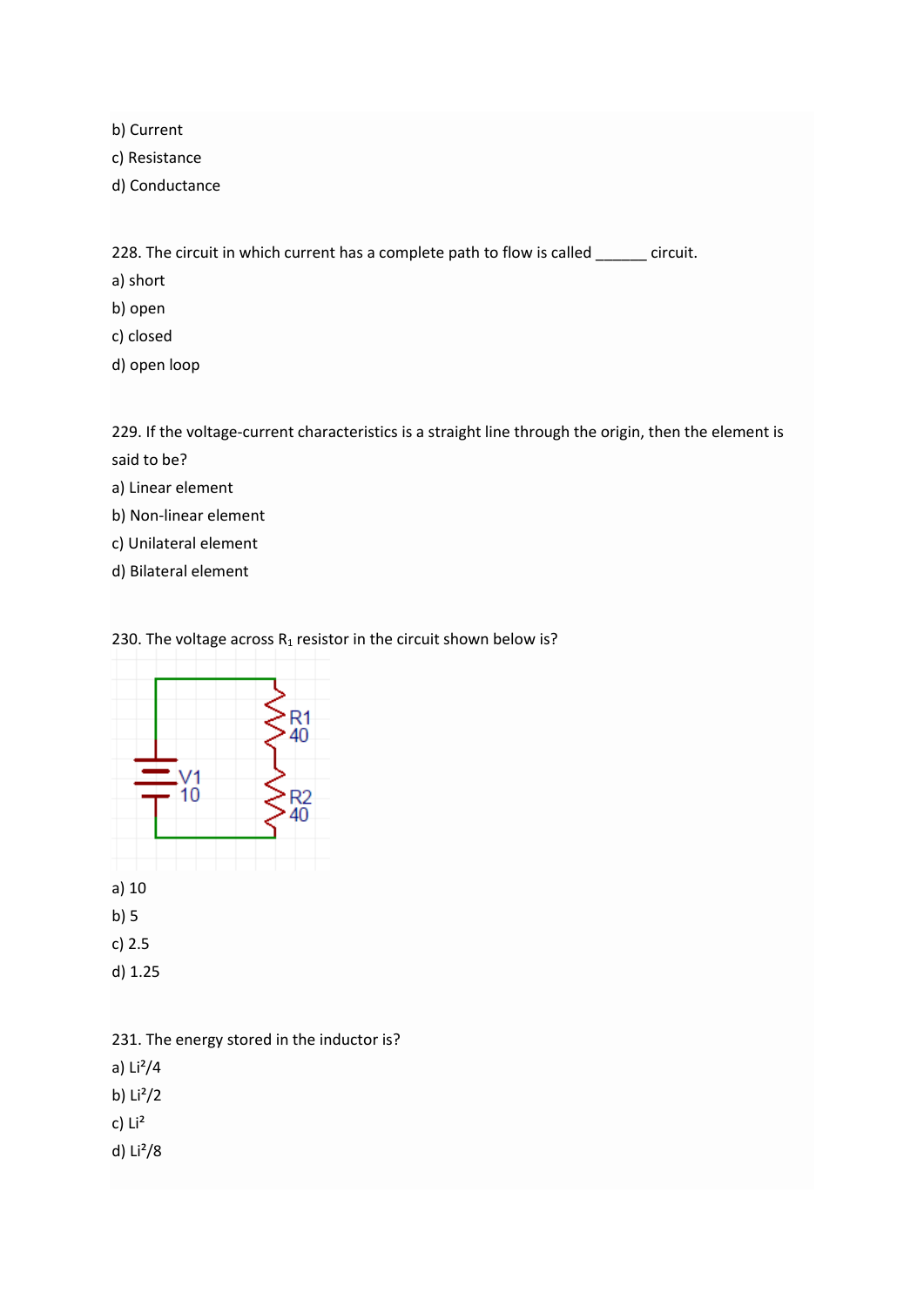b) Current

c) Resistance

d) Conductance

228. The circuit in which current has a complete path to flow is called ______ circuit.

a) short

b) open

c) closed

d) open loop

229. If the voltage-current characteristics is a straight line through the origin, then the element is said to be?

a) Linear element

b) Non-linear element

c) Unilateral element

d) Bilateral element

230. The voltage across $R_1$ resistor in the circuit shown below is?

a) 10

b) 5

c) 2.5

d) 1.25

231. The energy stored in the inductor is?

a) $Li^2/4$

b) $Li^2/2$

c) $Li^2$

d) $Li^2/8$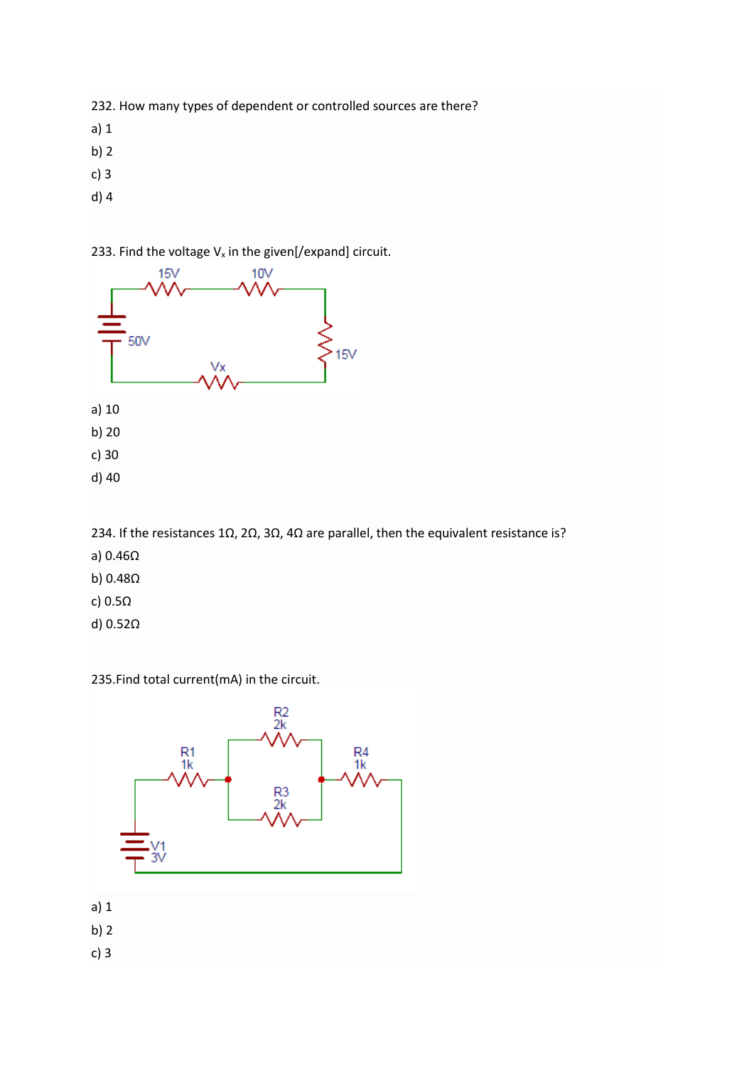232. How many types of dependent or controlled sources are there?

a) 1

b) 2

c) 3

d) 4

233. Find the voltage $V_x$ in the given[/expand] circuit.

a) 10

b) 20

c) 30

d) 40

234. If the resistances 1Ω, 2Ω, 3Ω, 4Ω are parallel, then the equivalent resistance is?

a) 0.46Ω

b) 0.48Ω

c) 0.5Ω

d) 0.52Ω

235.Find total current(mA) in the circuit.

a) 1

b) 2

c) 3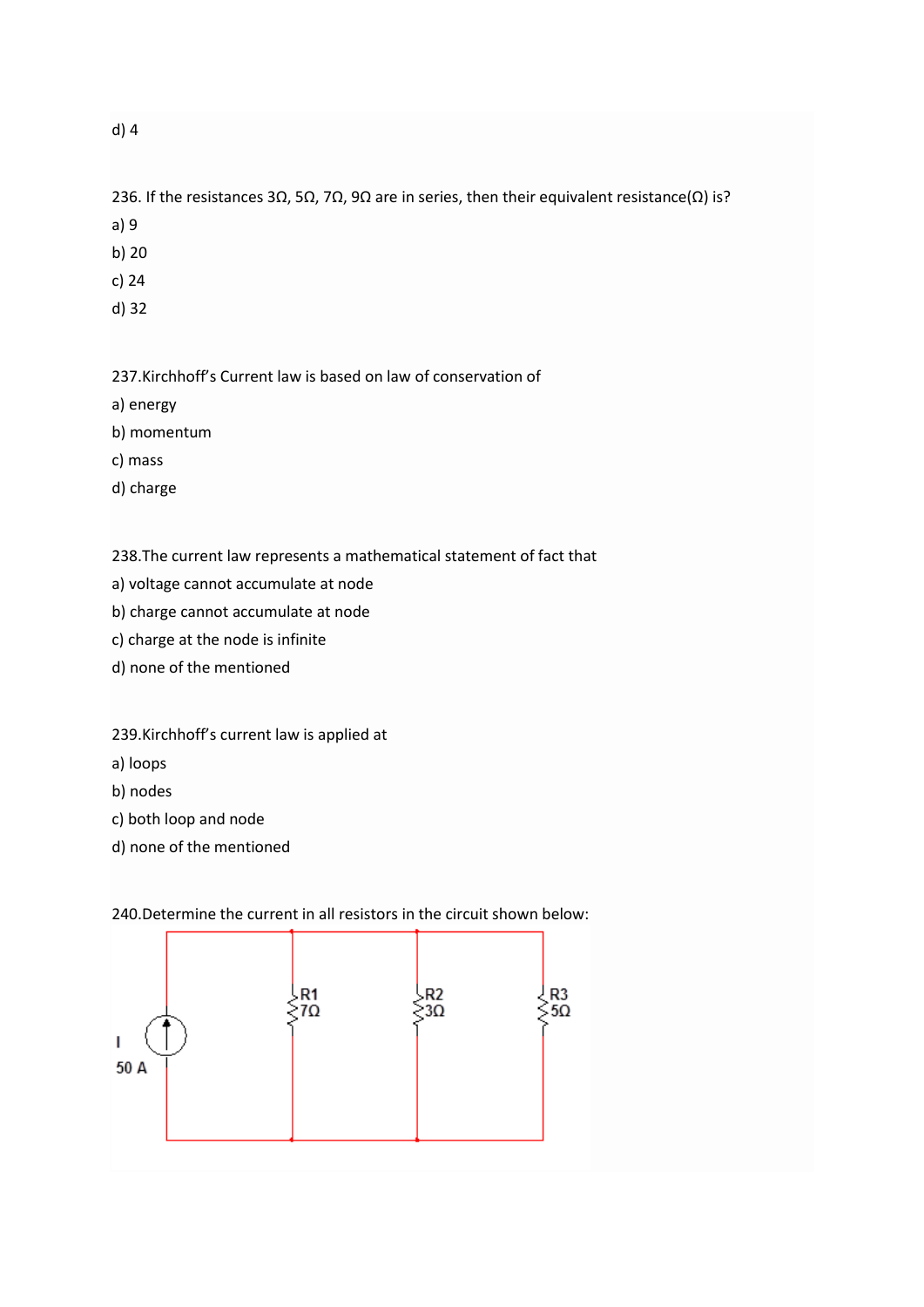d) 4

236. If the resistances 3Ω, 5Ω, 7Ω, 9Ω are in series, then their equivalent resistance(Ω) is?

a) 9

b) 20

c) 24

d) 32

237.Kirchhoff's Current law is based on law of conservation of

a) energy

b) momentum

c) mass

d) charge

238.The current law represents a mathematical statement of fact that

a) voltage cannot accumulate at node

b) charge cannot accumulate at node

c) charge at the node is infinite

d) none of the mentioned

239.Kirchhoff's current law is applied at

a) loops

b) nodes

c) both loop and node

d) none of the mentioned

240.Determine the current in all resistors in the circuit shown below:

I 50 A

R1 7Ω

R2 3Ω

R3 5Ω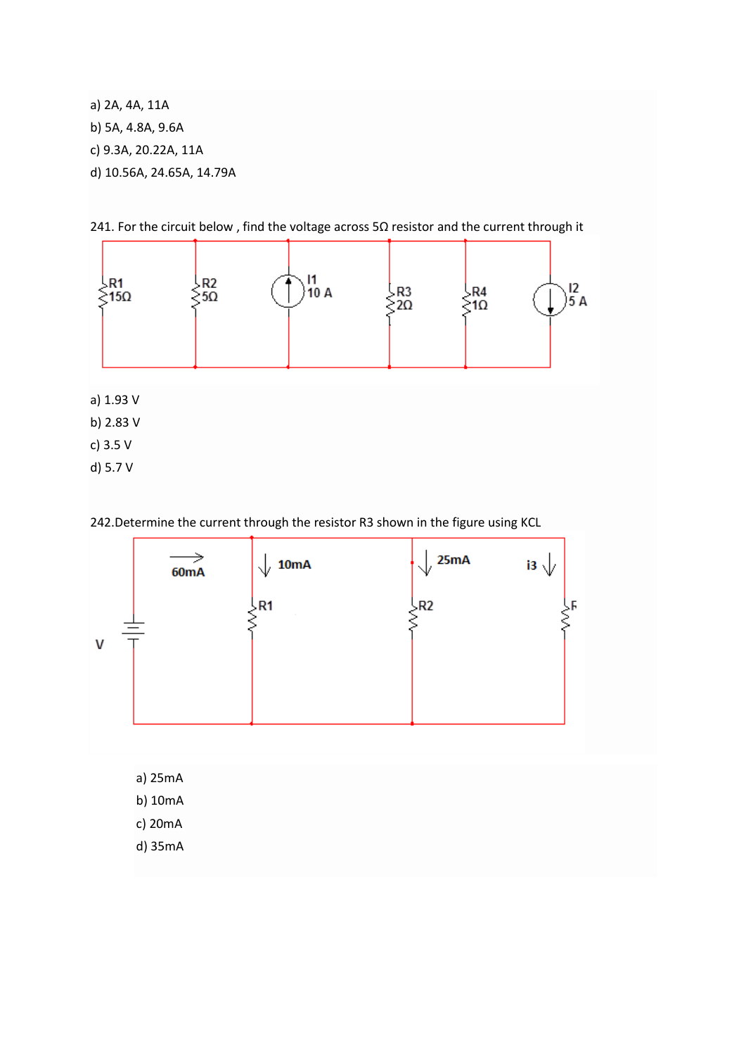a) 2A, 4A, 11A

b) 5A, 4.8A, 9.6A

c) 9.3A, 20.22A, 11A

d) 10.56A, 24.65A, 14.79A

241. For the circuit below , find the voltage across 5Ω resistor and the current through it

a) 1.93 V

b) 2.83 V

c) 3.5 V

d) 5.7 V

242.Determine the current through the resistor R3 shown in the figure using KCL

a) 25mA

b) 10mA

c) 20mA

d) 35mA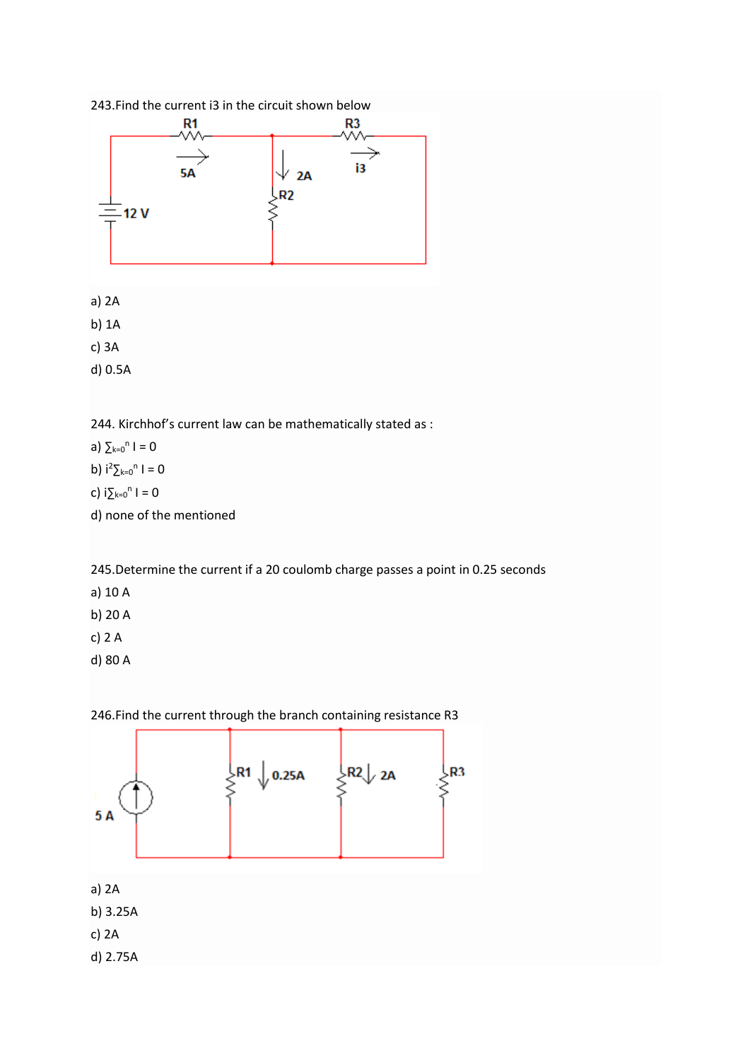243.Find the current i3 in the circuit shown below

a) 2A

b) 1A

c) 3A

d) 0.5A

244. Kirchhof's current law can be mathematically stated as :

a) $\sum_{k=0}^{n} I = 0$

b) $i^2\sum_{k=0}^{n} I = 0$

c) $i\sum_{k=0}^{n} I = 0$

d) none of the mentioned

245.Determine the current if a 20 coulomb charge passes a point in 0.25 seconds

a) 10 A

b) 20 A

c) 2 A

d) 80 A

246.Find the current through the branch containing resistance R3

a) 2A

b) 3.25A

c) 2A

d) 2.75A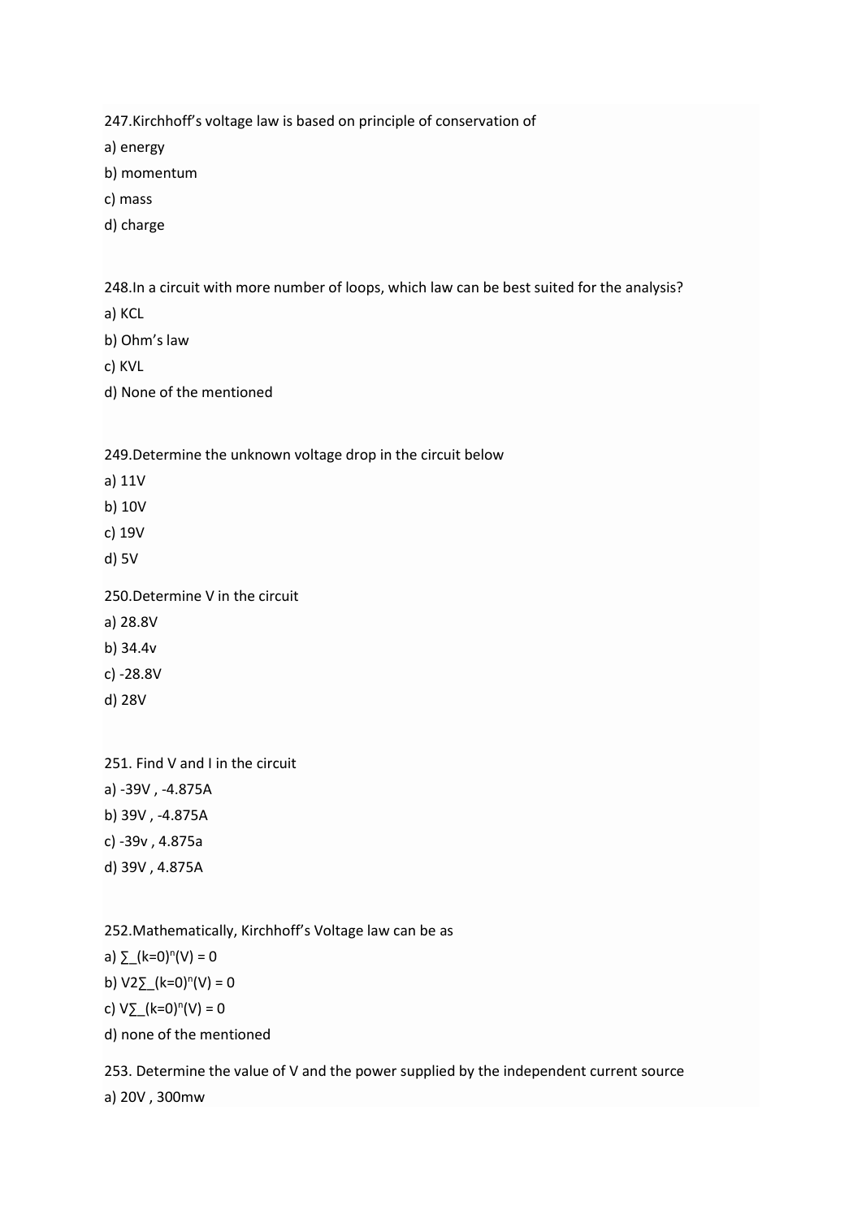247.Kirchhoff's voltage law is based on principle of conservation of

a) energy

b) momentum

c) mass

d) charge

248.In a circuit with more number of loops, which law can be best suited for the analysis?

a) KCL

b) Ohm's law

c) KVL

d) None of the mentioned

249.Determine the unknown voltage drop in the circuit below

a) 11V

b) 10V

c) 19V

d) 5V

250.Determine V in the circuit

a) 28.8V

b) 34.4v

c) -28.8V

d) 28V

251. Find V and I in the circuit

a) -39V , -4.875A

b) 39V , -4.875A

c) -39v , 4.875a

d) 39V , 4.875A

252.Mathematically, Kirchhoff's Voltage law can be as

a) $\sum_{(k=0)}^{n}(V) = 0$

b) $V2\sum_{(k=0)}^{n}(V) = 0$

c) $V\sum_{(k=0)}^{n}(V) = 0$

d) none of the mentioned

253. Determine the value of V and the power supplied by the independent current source

a) 20V , 300mw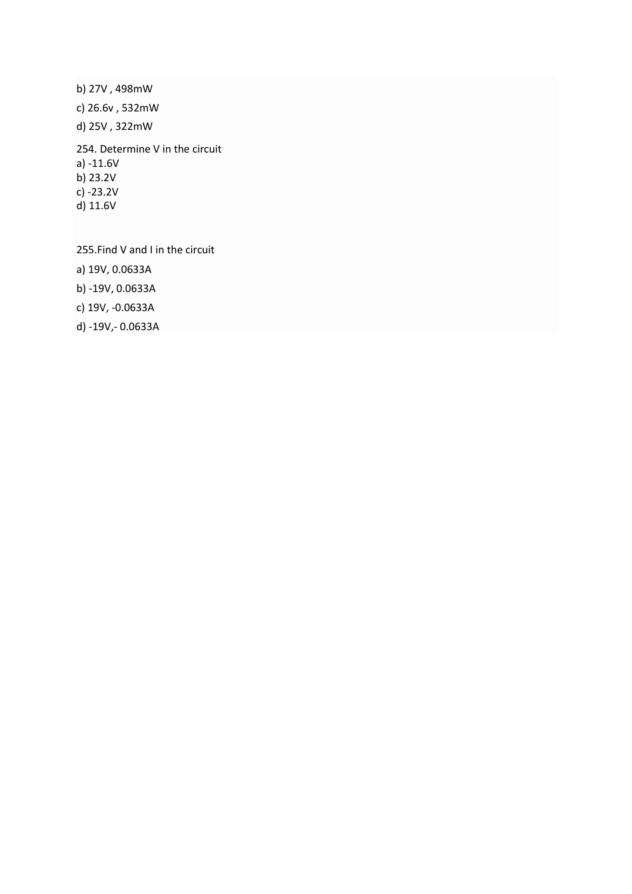b) 27V , 498mW

c) 26.6v , 532mW

d) 25V , 322mW

254. Determine V in the circuit
a) -11.6V
b) 23.2V
c) -23.2V
d) 11.6V

255.Find V and I in the circuit

a) 19V, 0.0633A

b) -19V, 0.0633A

c) 19V, -0.0633A

d) -19V,- 0.0633A